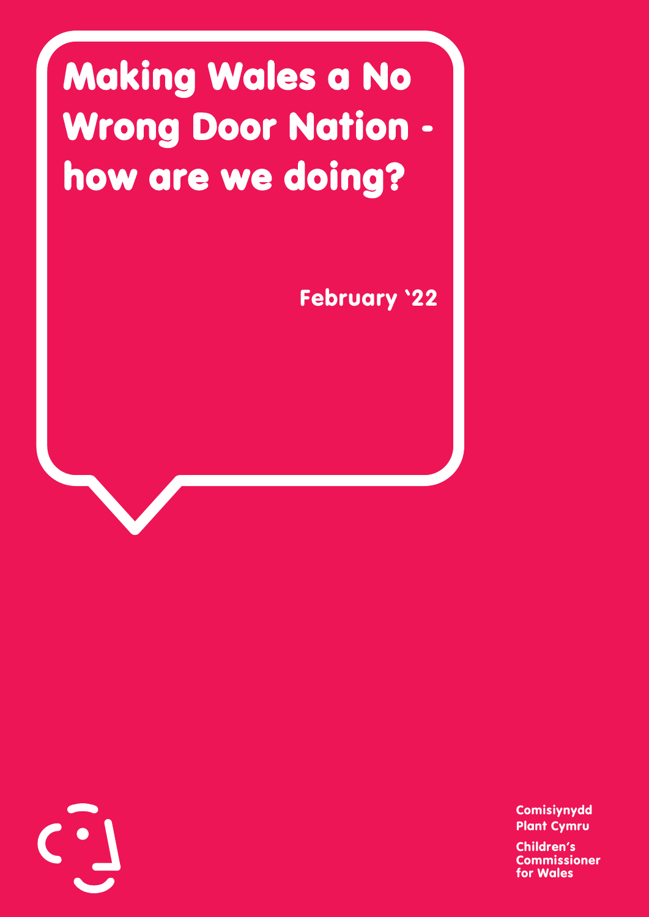# Making Wales a No Wrong Door Nation - how are we doing?

February '22

Comisiynydd Plant Cymru

Children's Commissioner for Wales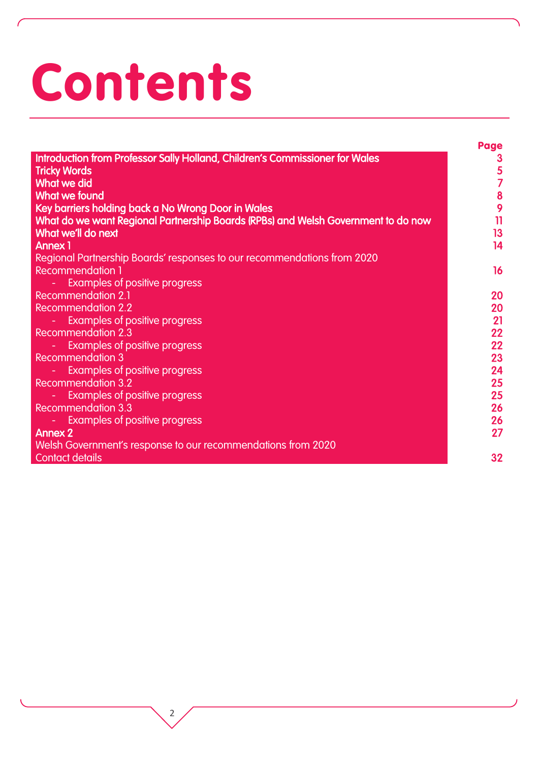# Contents

| | Page |
|---|---|
| **Introduction from Professor Sally Holland, Children's Commissioner for Wales** | **3** |
| **Tricky Words** | **5** |
| **What we did** | **7** |
| **What we found** | **8** |
| **Key barriers holding back a No Wrong Door in Wales** | **9** |
| **What do we want Regional Partnership Boards (RPBs) and Welsh Government to do now** | **11** |
| **What we'll do next** | **13** |
| **Annex 1** | **14** |
| Regional Partnership Boards' responses to our recommendations from 2020 | |
| Recommendation 1 | **16** |
| - Examples of positive progress | |
| Recommendation 2.1 | **20** |
| Recommendation 2.2 | **20** |
| - Examples of positive progress | **21** |
| Recommendation 2.3 | **22** |
| - Examples of positive progress | **22** |
| Recommendation 3 | **23** |
| - Examples of positive progress | **24** |
| Recommendation 3.2 | **25** |
| - Examples of positive progress | **25** |
| Recommendation 3.3 | **26** |
| - Examples of positive progress | **26** |
| **Annex 2** | **27** |
| Welsh Government's response to our recommendations from 2020 | |
| Contact details | **32** |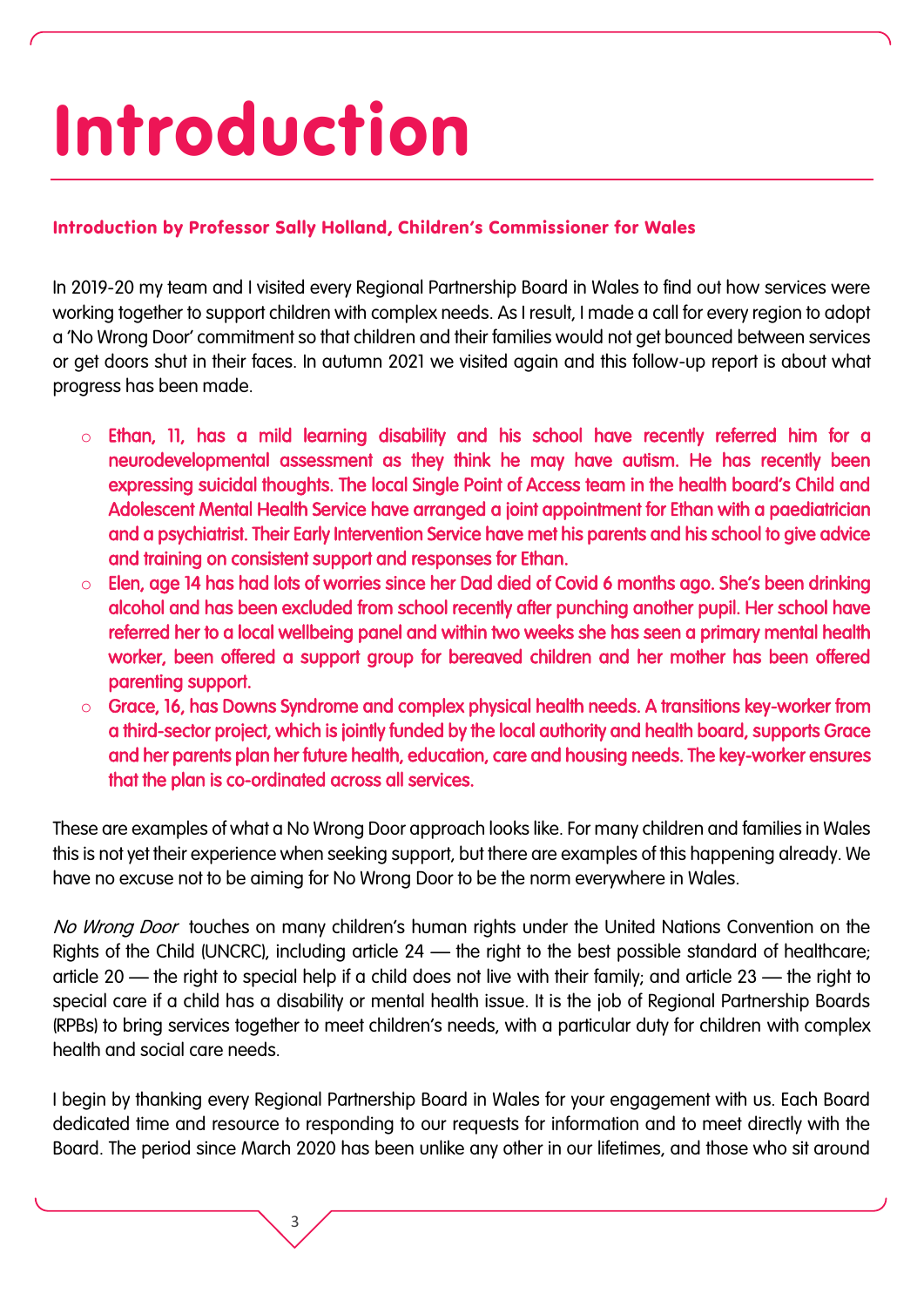# Introduction

**Introduction by Professor Sally Holland, Children's Commissioner for Wales**

In 2019-20 my team and I visited every Regional Partnership Board in Wales to find out how services were working together to support children with complex needs. As I result, I made a call for every region to adopt a 'No Wrong Door' commitment so that children and their families would not get bounced between services or get doors shut in their faces. In autumn 2021 we visited again and this follow-up report is about what progress has been made.

- Ethan, 11, has a mild learning disability and his school have recently referred him for a neurodevelopmental assessment as they think he may have autism. He has recently been expressing suicidal thoughts. The local Single Point of Access team in the health board's Child and Adolescent Mental Health Service have arranged a joint appointment for Ethan with a paediatrician and a psychiatrist. Their Early Intervention Service have met his parents and his school to give advice and training on consistent support and responses for Ethan.
- Elen, age 14 has had lots of worries since her Dad died of Covid 6 months ago. She's been drinking alcohol and has been excluded from school recently after punching another pupil. Her school have referred her to a local wellbeing panel and within two weeks she has seen a primary mental health worker, been offered a support group for bereaved children and her mother has been offered parenting support.
- Grace, 16, has Downs Syndrome and complex physical health needs. A transitions key-worker from a third-sector project, which is jointly funded by the local authority and health board, supports Grace and her parents plan her future health, education, care and housing needs. The key-worker ensures that the plan is co-ordinated across all services.

These are examples of what a No Wrong Door approach looks like. For many children and families in Wales this is not yet their experience when seeking support, but there are examples of this happening already. We have no excuse not to be aiming for No Wrong Door to be the norm everywhere in Wales.

*No Wrong Door* touches on many children's human rights under the United Nations Convention on the Rights of the Child (UNCRC), including article 24 — the right to the best possible standard of healthcare; article 20 — the right to special help if a child does not live with their family; and article 23 — the right to special care if a child has a disability or mental health issue. It is the job of Regional Partnership Boards (RPBs) to bring services together to meet children's needs, with a particular duty for children with complex health and social care needs.

I begin by thanking every Regional Partnership Board in Wales for your engagement with us. Each Board dedicated time and resource to responding to our requests for information and to meet directly with the Board. The period since March 2020 has been unlike any other in our lifetimes, and those who sit around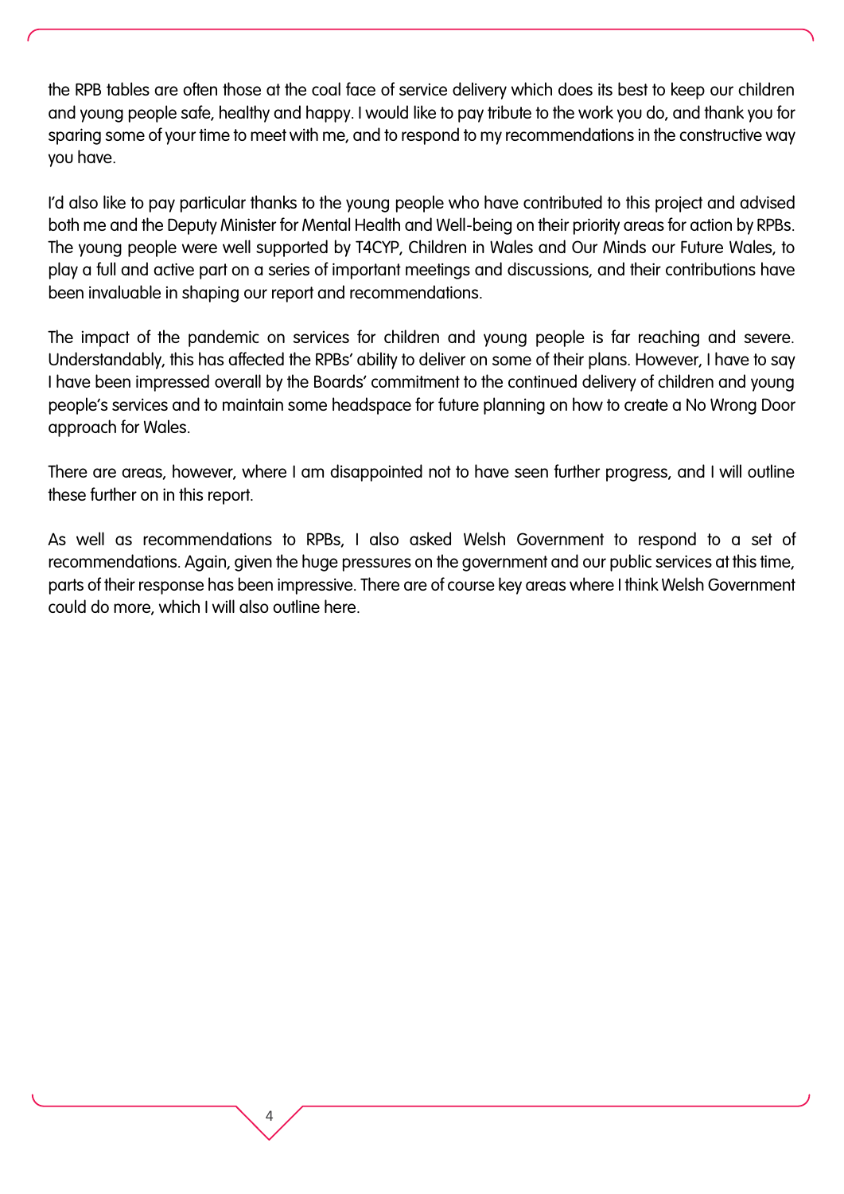the RPB tables are often those at the coal face of service delivery which does its best to keep our children and young people safe, healthy and happy. I would like to pay tribute to the work you do, and thank you for sparing some of your time to meet with me, and to respond to my recommendations in the constructive way you have.

I'd also like to pay particular thanks to the young people who have contributed to this project and advised both me and the Deputy Minister for Mental Health and Well-being on their priority areas for action by RPBs. The young people were well supported by T4CYP, Children in Wales and Our Minds our Future Wales, to play a full and active part on a series of important meetings and discussions, and their contributions have been invaluable in shaping our report and recommendations.

The impact of the pandemic on services for children and young people is far reaching and severe. Understandably, this has affected the RPBs' ability to deliver on some of their plans. However, I have to say I have been impressed overall by the Boards' commitment to the continued delivery of children and young people's services and to maintain some headspace for future planning on how to create a No Wrong Door approach for Wales.

There are areas, however, where I am disappointed not to have seen further progress, and I will outline these further on in this report.

As well as recommendations to RPBs, I also asked Welsh Government to respond to a set of recommendations. Again, given the huge pressures on the government and our public services at this time, parts of their response has been impressive. There are of course key areas where I think Welsh Government could do more, which I will also outline here.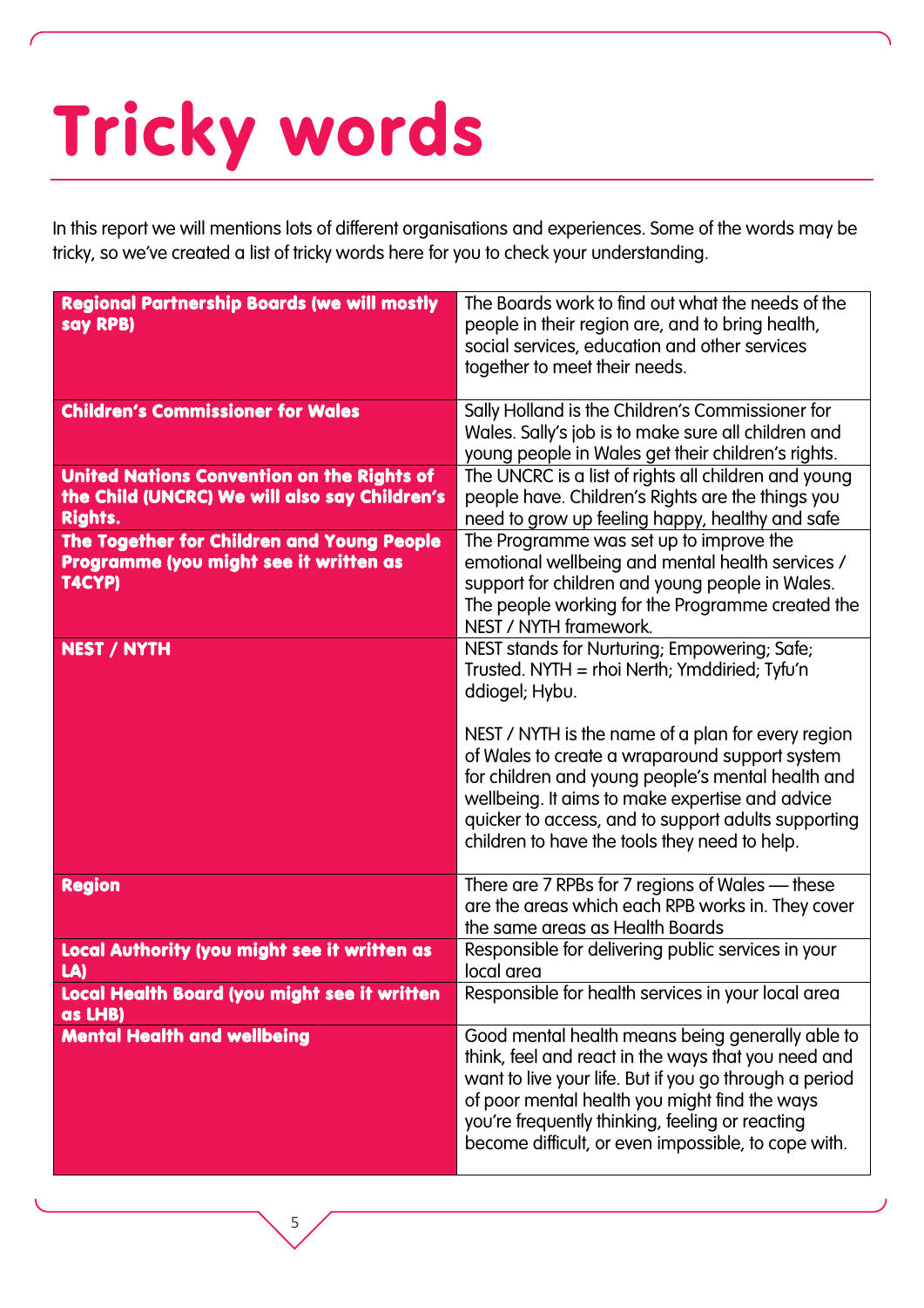# Tricky words

In this report we will mentions lots of different organisations and experiences. Some of the words may be tricky, so we've created a list of tricky words here for you to check your understanding.

| | |
|---|---|
| **Regional Partnership Boards (we will mostly say RPB)** | The Boards work to find out what the needs of the people in their region are, and to bring health, social services, education and other services together to meet their needs. |
| **Children's Commissioner for Wales** | Sally Holland is the Children's Commissioner for Wales. Sally's job is to make sure all children and young people in Wales get their children's rights. |
| **United Nations Convention on the Rights of the Child (UNCRC) We will also say Children's Rights.** | The UNCRC is a list of rights all children and young people have. Children's Rights are the things you need to grow up feeling happy, healthy and safe |
| **The Together for Children and Young People Programme (you might see it written as T4CYP)** | The Programme was set up to improve the emotional wellbeing and mental health services / support for children and young people in Wales. The people working for the Programme created the NEST / NYTH framework. |
| **NEST / NYTH** | NEST stands for Nurturing; Empowering; Safe; Trusted. NYTH = rhoi Nerth; Ymddiried; Tyfu'n ddiogel; Hybu.<br><br>NEST / NYTH is the name of a plan for every region of Wales to create a wraparound support system for children and young people's mental health and wellbeing. It aims to make expertise and advice quicker to access, and to support adults supporting children to have the tools they need to help. |
| **Region** | There are 7 RPBs for 7 regions of Wales — these are the areas which each RPB works in. They cover the same areas as Health Boards |
| **Local Authority (you might see it written as LA)** | Responsible for delivering public services in your local area |
| **Local Health Board (you might see it written as LHB)** | Responsible for health services in your local area |
| **Mental Health and wellbeing** | Good mental health means being generally able to think, feel and react in the ways that you need and want to live your life. But if you go through a period of poor mental health you might find the ways you're frequently thinking, feeling or reacting become difficult, or even impossible, to cope with. |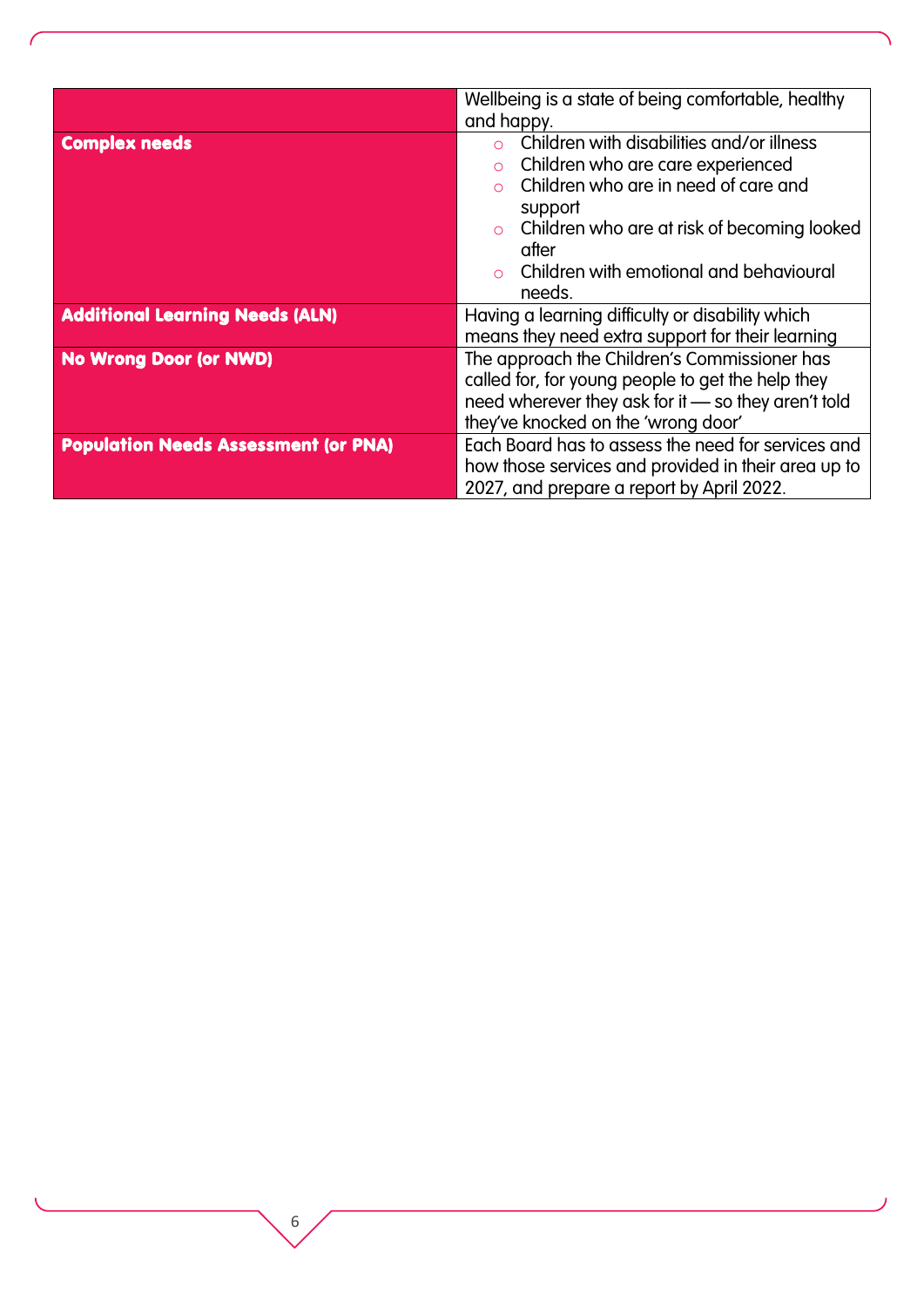| | |
|---|---|
| | Wellbeing is a state of being comfortable, healthy and happy. |
| **Complex needs** | ○ Children with disabilities and/or illness<br>○ Children who are care experienced<br>○ Children who are in need of care and support<br>○ Children who are at risk of becoming looked after<br>○ Children with emotional and behavioural needs. |
| **Additional Learning Needs (ALN)** | Having a learning difficulty or disability which means they need extra support for their learning |
| **No Wrong Door (or NWD)** | The approach the Children's Commissioner has called for, for young people to get the help they need wherever they ask for it — so they aren't told they've knocked on the 'wrong door' |
| **Population Needs Assessment (or PNA)** | Each Board has to assess the need for services and how those services and provided in their area up to 2027, and prepare a report by April 2022. |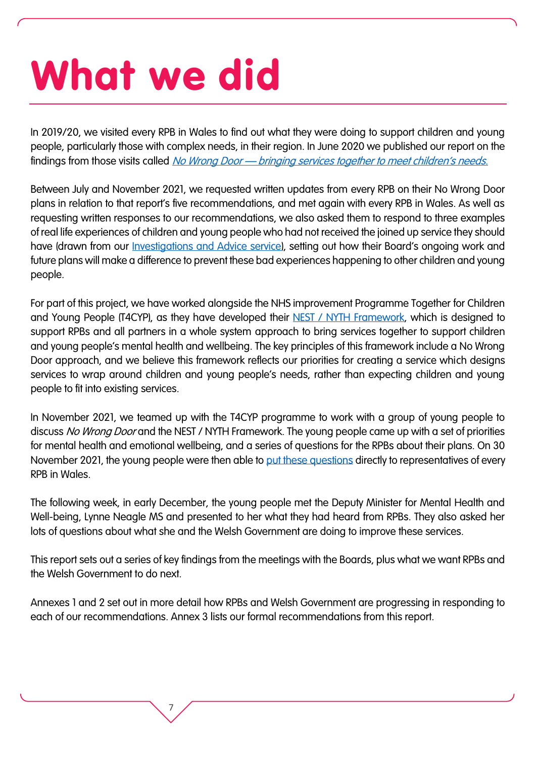# What we did

In 2019/20, we visited every RPB in Wales to find out what they were doing to support children and young people, particularly those with complex needs, in their region. In June 2020 we published our report on the findings from those visits called *No Wrong Door — bringing services together to meet children's needs.*

Between July and November 2021, we requested written updates from every RPB on their No Wrong Door plans in relation to that report's five recommendations, and met again with every RPB in Wales. As well as requesting written responses to our recommendations, we also asked them to respond to three examples of real life experiences of children and young people who had not received the joined up service they should have (drawn from our Investigations and Advice service), setting out how their Board's ongoing work and future plans will make a difference to prevent these bad experiences happening to other children and young people.

For part of this project, we have worked alongside the NHS improvement Programme Together for Children and Young People (T4CYP), as they have developed their NEST / NYTH Framework, which is designed to support RPBs and all partners in a whole system approach to bring services together to support children and young people's mental health and wellbeing. The key principles of this framework include a No Wrong Door approach, and we believe this framework reflects our priorities for creating a service which designs services to wrap around children and young people's needs, rather than expecting children and young people to fit into existing services.

In November 2021, we teamed up with the T4CYP programme to work with a group of young people to discuss *No Wrong Door* and the NEST / NYTH Framework. The young people came up with a set of priorities for mental health and emotional wellbeing, and a series of questions for the RPBs about their plans. On 30 November 2021, the young people were then able to put these questions directly to representatives of every RPB in Wales.

The following week, in early December, the young people met the Deputy Minister for Mental Health and Well-being, Lynne Neagle MS and presented to her what they had heard from RPBs. They also asked her lots of questions about what she and the Welsh Government are doing to improve these services.

This report sets out a series of key findings from the meetings with the Boards, plus what we want RPBs and the Welsh Government to do next.

Annexes 1 and 2 set out in more detail how RPBs and Welsh Government are progressing in responding to each of our recommendations. Annex 3 lists our formal recommendations from this report.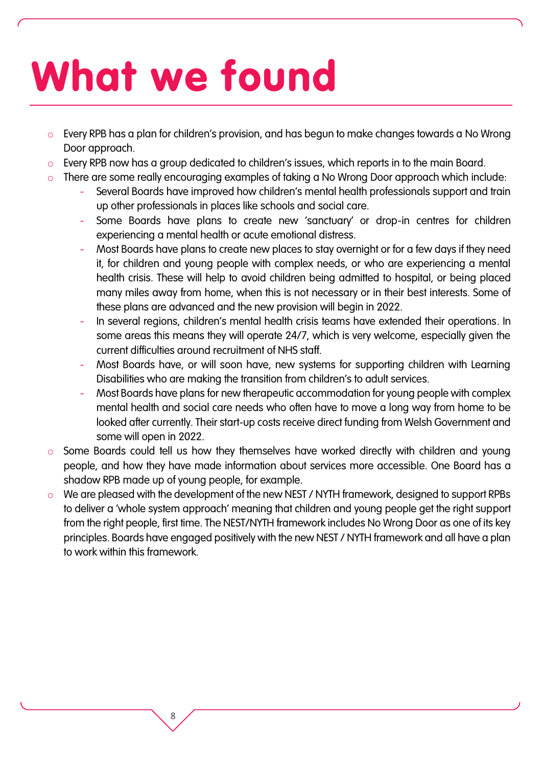# What we found

- Every RPB has a plan for children's provision, and has begun to make changes towards a No Wrong Door approach.
- Every RPB now has a group dedicated to children's issues, which reports in to the main Board.
- There are some really encouraging examples of taking a No Wrong Door approach which include:
  - Several Boards have improved how children's mental health professionals support and train up other professionals in places like schools and social care.
  - Some Boards have plans to create new 'sanctuary' or drop-in centres for children experiencing a mental health or acute emotional distress.
  - Most Boards have plans to create new places to stay overnight or for a few days if they need it, for children and young people with complex needs, or who are experiencing a mental health crisis. These will help to avoid children being admitted to hospital, or being placed many miles away from home, when this is not necessary or in their best interests. Some of these plans are advanced and the new provision will begin in 2022.
  - In several regions, children's mental health crisis teams have extended their operations. In some areas this means they will operate 24/7, which is very welcome, especially given the current difficulties around recruitment of NHS staff.
  - Most Boards have, or will soon have, new systems for supporting children with Learning Disabilities who are making the transition from children's to adult services.
  - Most Boards have plans for new therapeutic accommodation for young people with complex mental health and social care needs who often have to move a long way from home to be looked after currently. Their start-up costs receive direct funding from Welsh Government and some will open in 2022.
- Some Boards could tell us how they themselves have worked directly with children and young people, and how they have made information about services more accessible. One Board has a shadow RPB made up of young people, for example.
- We are pleased with the development of the new NEST / NYTH framework, designed to support RPBs to deliver a 'whole system approach' meaning that children and young people get the right support from the right people, first time. The NEST/NYTH framework includes No Wrong Door as one of its key principles. Boards have engaged positively with the new NEST / NYTH framework and all have a plan to work within this framework.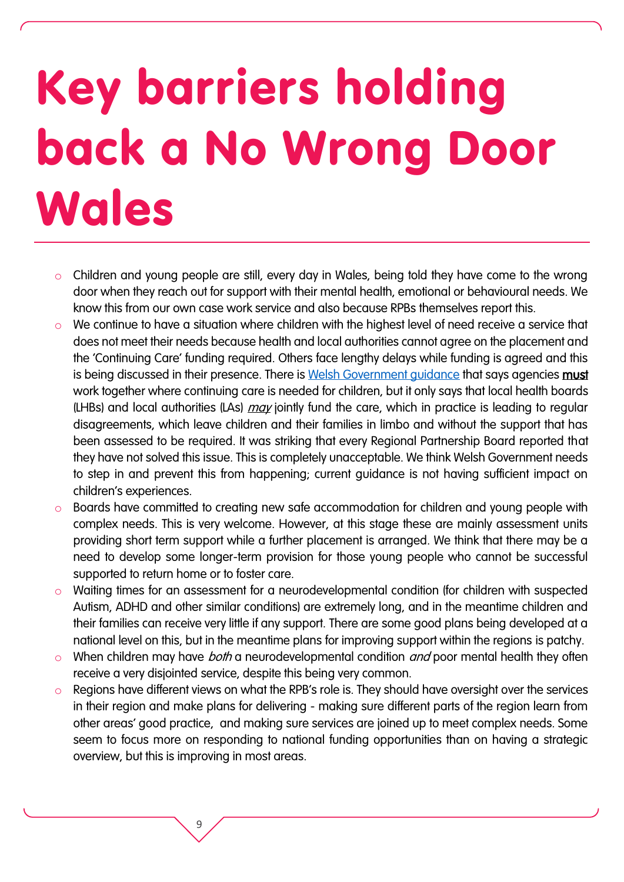# Key barriers holding back a No Wrong Door Wales

- Children and young people are still, every day in Wales, being told they have come to the wrong door when they reach out for support with their mental health, emotional or behavioural needs. We know this from our own case work service and also because RPBs themselves report this.
- We continue to have a situation where children with the highest level of need receive a service that does not meet their needs because health and local authorities cannot agree on the placement and the 'Continuing Care' funding required. Others face lengthy delays while funding is agreed and this is being discussed in their presence. There is Welsh Government guidance that says agencies **must** work together where continuing care is needed for children, but it only says that local health boards (LHBs) and local authorities (LAs) *may* jointly fund the care, which in practice is leading to regular disagreements, which leave children and their families in limbo and without the support that has been assessed to be required. It was striking that every Regional Partnership Board reported that they have not solved this issue. This is completely unacceptable. We think Welsh Government needs to step in and prevent this from happening; current guidance is not having sufficient impact on children's experiences.
- Boards have committed to creating new safe accommodation for children and young people with complex needs. This is very welcome. However, at this stage these are mainly assessment units providing short term support while a further placement is arranged. We think that there may be a need to develop some longer-term provision for those young people who cannot be successful supported to return home or to foster care.
- Waiting times for an assessment for a neurodevelopmental condition (for children with suspected Autism, ADHD and other similar conditions) are extremely long, and in the meantime children and their families can receive very little if any support. There are some good plans being developed at a national level on this, but in the meantime plans for improving support within the regions is patchy.
- When children may have *both* a neurodevelopmental condition *and* poor mental health they often receive a very disjointed service, despite this being very common.
- Regions have different views on what the RPB's role is. They should have oversight over the services in their region and make plans for delivering - making sure different parts of the region learn from other areas' good practice, and making sure services are joined up to meet complex needs. Some seem to focus more on responding to national funding opportunities than on having a strategic overview, but this is improving in most areas.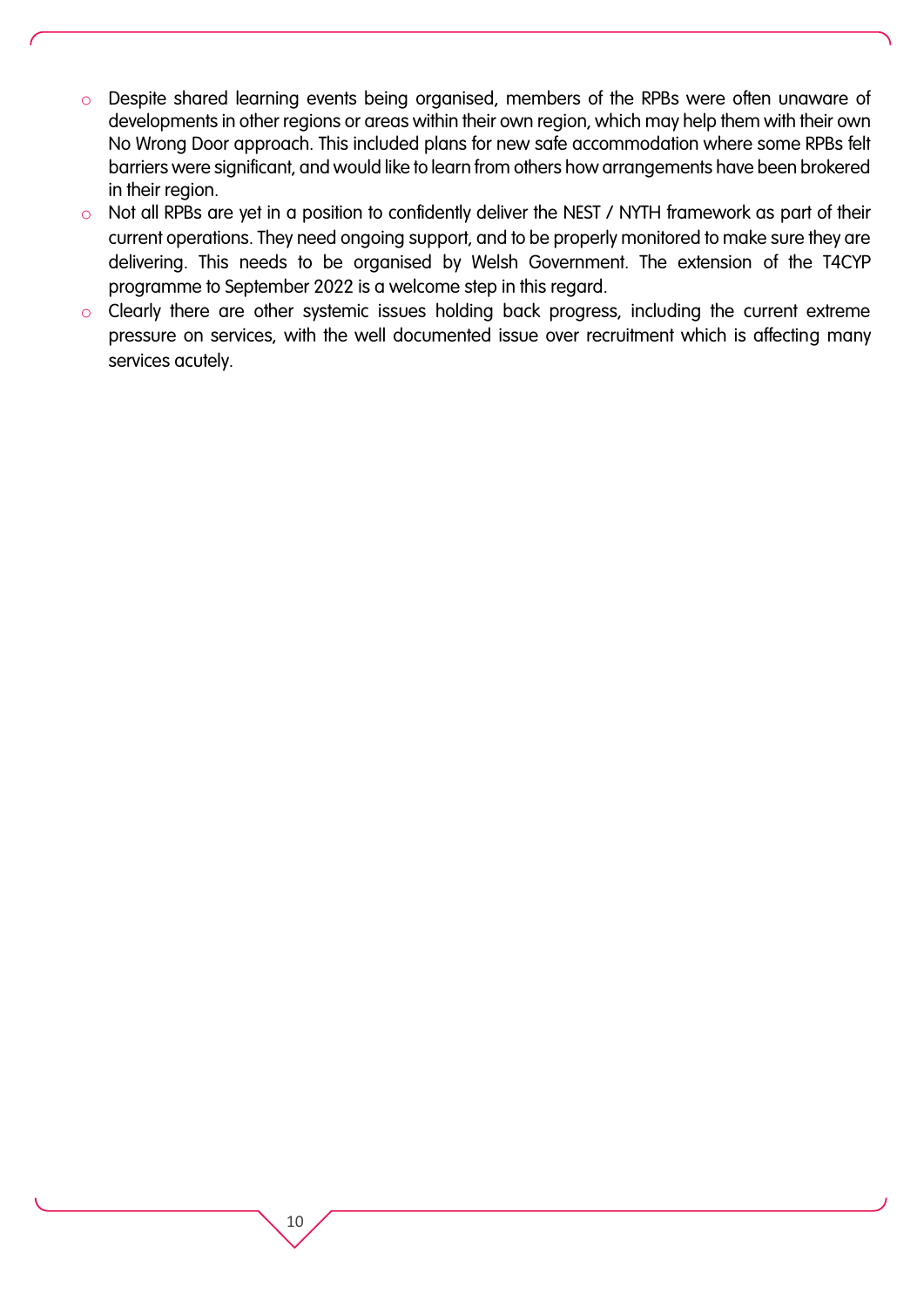- Despite shared learning events being organised, members of the RPBs were often unaware of developments in other regions or areas within their own region, which may help them with their own No Wrong Door approach. This included plans for new safe accommodation where some RPBs felt barriers were significant, and would like to learn from others how arrangements have been brokered in their region.
- Not all RPBs are yet in a position to confidently deliver the NEST / NYTH framework as part of their current operations. They need ongoing support, and to be properly monitored to make sure they are delivering. This needs to be organised by Welsh Government. The extension of the T4CYP programme to September 2022 is a welcome step in this regard.
- Clearly there are other systemic issues holding back progress, including the current extreme pressure on services, with the well documented issue over recruitment which is affecting many services acutely.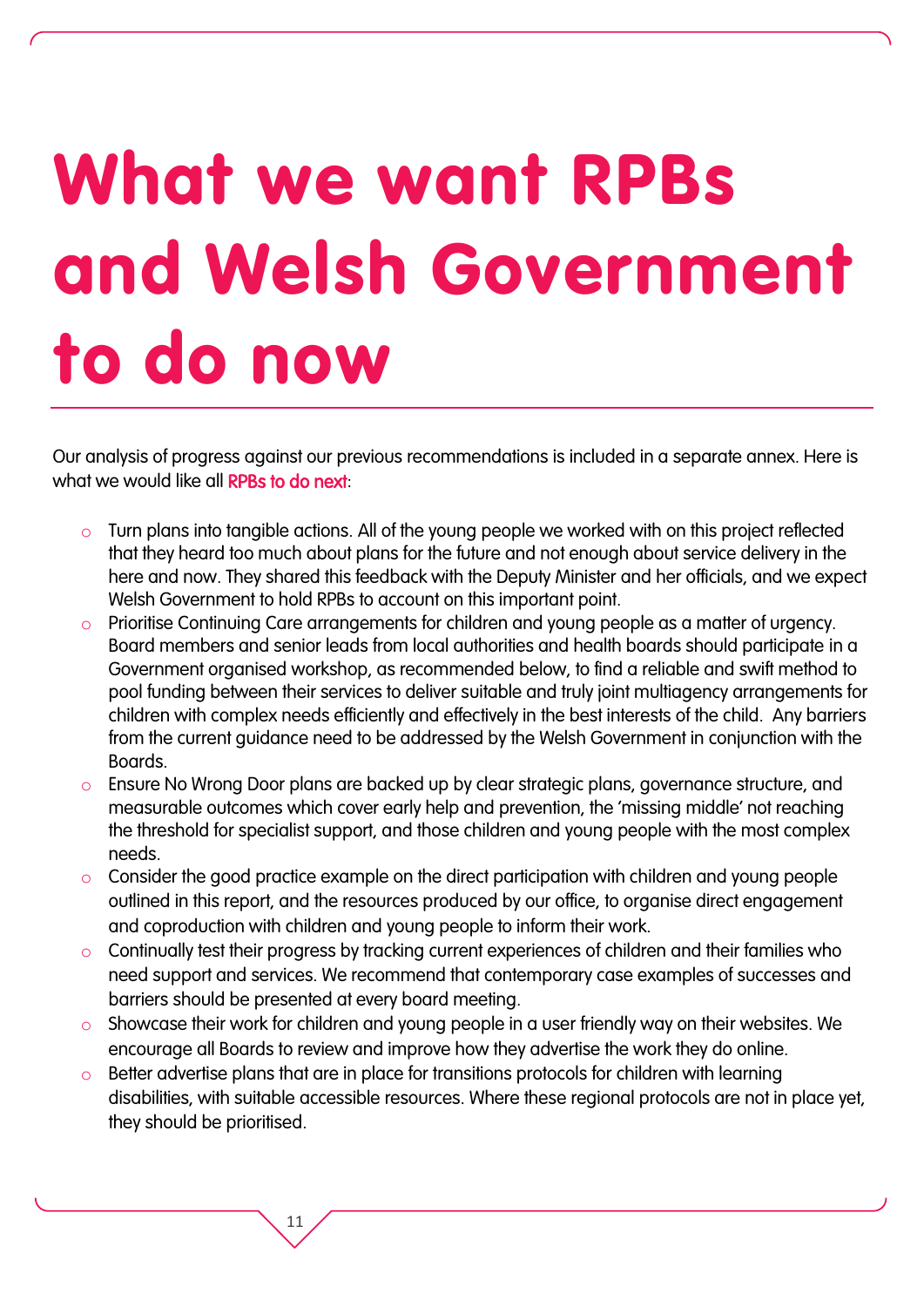# What we want RPBs and Welsh Government to do now

Our analysis of progress against our previous recommendations is included in a separate annex. Here is what we would like all **RPBs to do next**:

- Turn plans into tangible actions. All of the young people we worked with on this project reflected that they heard too much about plans for the future and not enough about service delivery in the here and now. They shared this feedback with the Deputy Minister and her officials, and we expect Welsh Government to hold RPBs to account on this important point.
- Prioritise Continuing Care arrangements for children and young people as a matter of urgency. Board members and senior leads from local authorities and health boards should participate in a Government organised workshop, as recommended below, to find a reliable and swift method to pool funding between their services to deliver suitable and truly joint multiagency arrangements for children with complex needs efficiently and effectively in the best interests of the child. Any barriers from the current guidance need to be addressed by the Welsh Government in conjunction with the Boards.
- Ensure No Wrong Door plans are backed up by clear strategic plans, governance structure, and measurable outcomes which cover early help and prevention, the 'missing middle' not reaching the threshold for specialist support, and those children and young people with the most complex needs.
- Consider the good practice example on the direct participation with children and young people outlined in this report, and the resources produced by our office, to organise direct engagement and coproduction with children and young people to inform their work.
- Continually test their progress by tracking current experiences of children and their families who need support and services. We recommend that contemporary case examples of successes and barriers should be presented at every board meeting.
- Showcase their work for children and young people in a user friendly way on their websites. We encourage all Boards to review and improve how they advertise the work they do online.
- Better advertise plans that are in place for transitions protocols for children with learning disabilities, with suitable accessible resources. Where these regional protocols are not in place yet, they should be prioritised.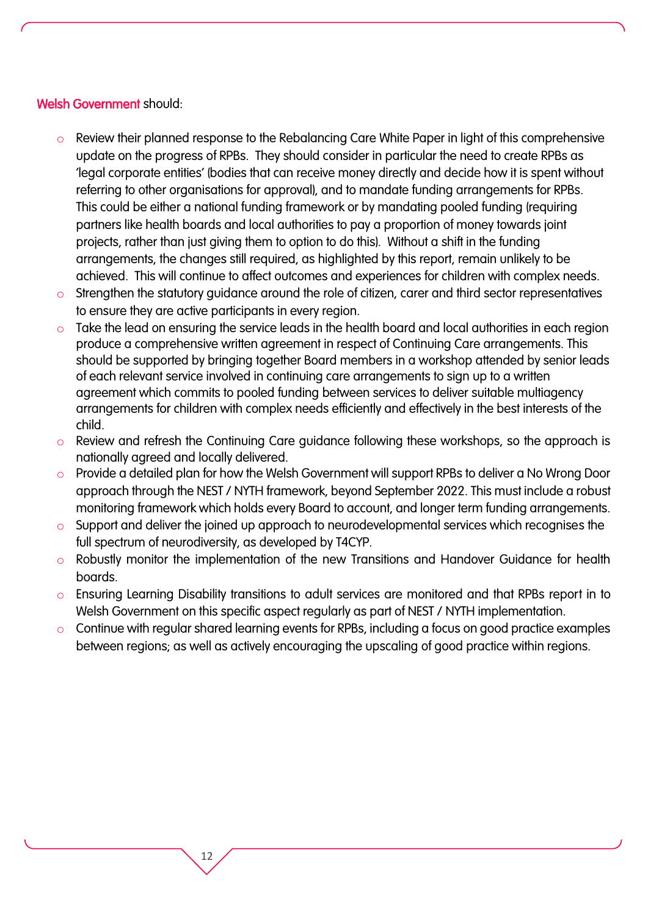**Welsh Government** should:

- Review their planned response to the Rebalancing Care White Paper in light of this comprehensive update on the progress of RPBs. They should consider in particular the need to create RPBs as 'legal corporate entities' (bodies that can receive money directly and decide how it is spent without referring to other organisations for approval), and to mandate funding arrangements for RPBs. This could be either a national funding framework or by mandating pooled funding (requiring partners like health boards and local authorities to pay a proportion of money towards joint projects, rather than just giving them to option to do this). Without a shift in the funding arrangements, the changes still required, as highlighted by this report, remain unlikely to be achieved. This will continue to affect outcomes and experiences for children with complex needs.
- Strengthen the statutory guidance around the role of citizen, carer and third sector representatives to ensure they are active participants in every region.
- Take the lead on ensuring the service leads in the health board and local authorities in each region produce a comprehensive written agreement in respect of Continuing Care arrangements. This should be supported by bringing together Board members in a workshop attended by senior leads of each relevant service involved in continuing care arrangements to sign up to a written agreement which commits to pooled funding between services to deliver suitable multiagency arrangements for children with complex needs efficiently and effectively in the best interests of the child.
- Review and refresh the Continuing Care guidance following these workshops, so the approach is nationally agreed and locally delivered.
- Provide a detailed plan for how the Welsh Government will support RPBs to deliver a No Wrong Door approach through the NEST / NYTH framework, beyond September 2022. This must include a robust monitoring framework which holds every Board to account, and longer term funding arrangements.
- Support and deliver the joined up approach to neurodevelopmental services which recognises the full spectrum of neurodiversity, as developed by T4CYP.
- Robustly monitor the implementation of the new Transitions and Handover Guidance for health boards.
- Ensuring Learning Disability transitions to adult services are monitored and that RPBs report in to Welsh Government on this specific aspect regularly as part of NEST / NYTH implementation.
- Continue with regular shared learning events for RPBs, including a focus on good practice examples between regions; as well as actively encouraging the upscaling of good practice within regions.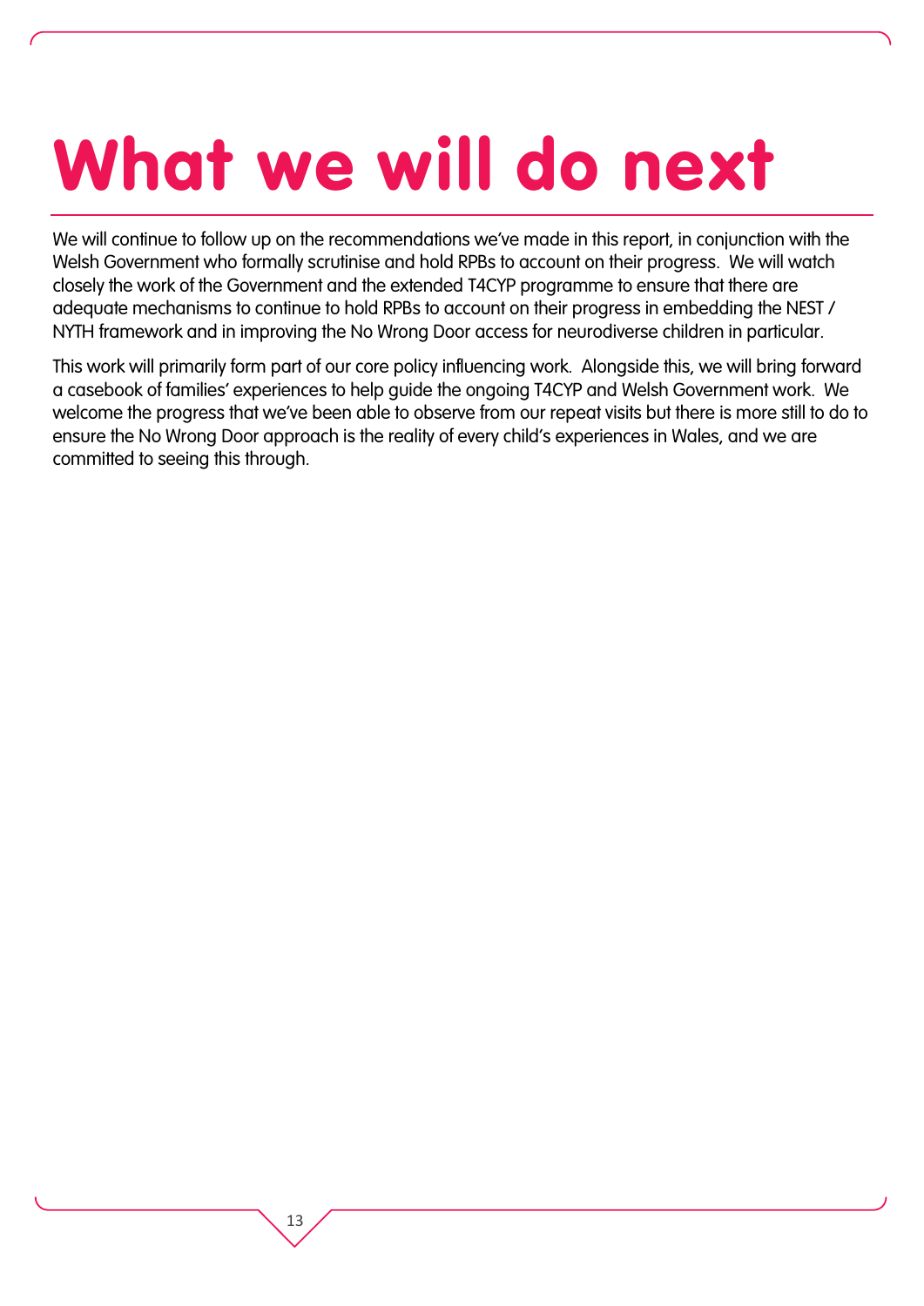# What we will do next

We will continue to follow up on the recommendations we've made in this report, in conjunction with the Welsh Government who formally scrutinise and hold RPBs to account on their progress.  We will watch closely the work of the Government and the extended T4CYP programme to ensure that there are adequate mechanisms to continue to hold RPBs to account on their progress in embedding the NEST / NYTH framework and in improving the No Wrong Door access for neurodiverse children in particular.

This work will primarily form part of our core policy influencing work.  Alongside this, we will bring forward a casebook of families' experiences to help guide the ongoing T4CYP and Welsh Government work.  We welcome the progress that we've been able to observe from our repeat visits but there is more still to do to ensure the No Wrong Door approach is the reality of every child's experiences in Wales, and we are committed to seeing this through.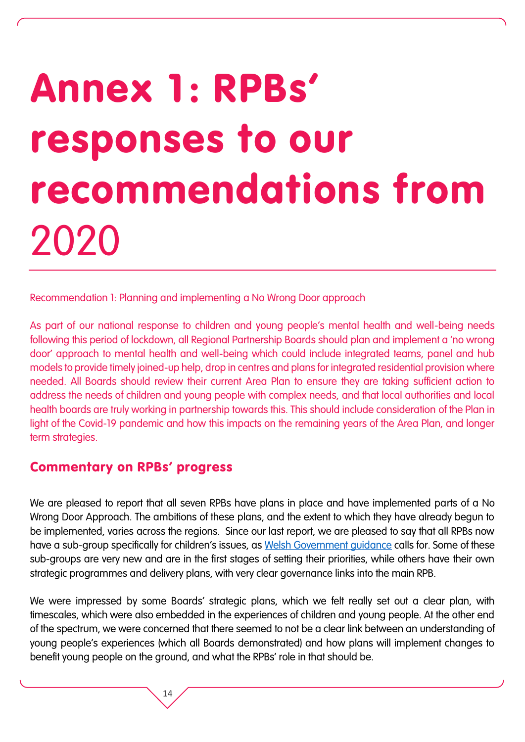# Annex 1: RPBs' responses to our recommendations from 2020

Recommendation 1: Planning and implementing a No Wrong Door approach

As part of our national response to children and young people's mental health and well-being needs following this period of lockdown, all Regional Partnership Boards should plan and implement a 'no wrong door' approach to mental health and well-being which could include integrated teams, panel and hub models to provide timely joined-up help, drop in centres and plans for integrated residential provision where needed. All Boards should review their current Area Plan to ensure they are taking sufficient action to address the needs of children and young people with complex needs, and that local authorities and local health boards are truly working in partnership towards this. This should include consideration of the Plan in light of the Covid-19 pandemic and how this impacts on the remaining years of the Area Plan, and longer term strategies.

## Commentary on RPBs' progress

We are pleased to report that all seven RPBs have plans in place and have implemented parts of a No Wrong Door Approach. The ambitions of these plans, and the extent to which they have already begun to be implemented, varies across the regions. Since our last report, we are pleased to say that all RPBs now have a sub-group specifically for children's issues, as Welsh Government guidance calls for. Some of these sub-groups are very new and are in the first stages of setting their priorities, while others have their own strategic programmes and delivery plans, with very clear governance links into the main RPB.

We were impressed by some Boards' strategic plans, which we felt really set out a clear plan, with timescales, which were also embedded in the experiences of children and young people. At the other end of the spectrum, we were concerned that there seemed to not be a clear link between an understanding of young people's experiences (which all Boards demonstrated) and how plans will implement changes to benefit young people on the ground, and what the RPBs' role in that should be.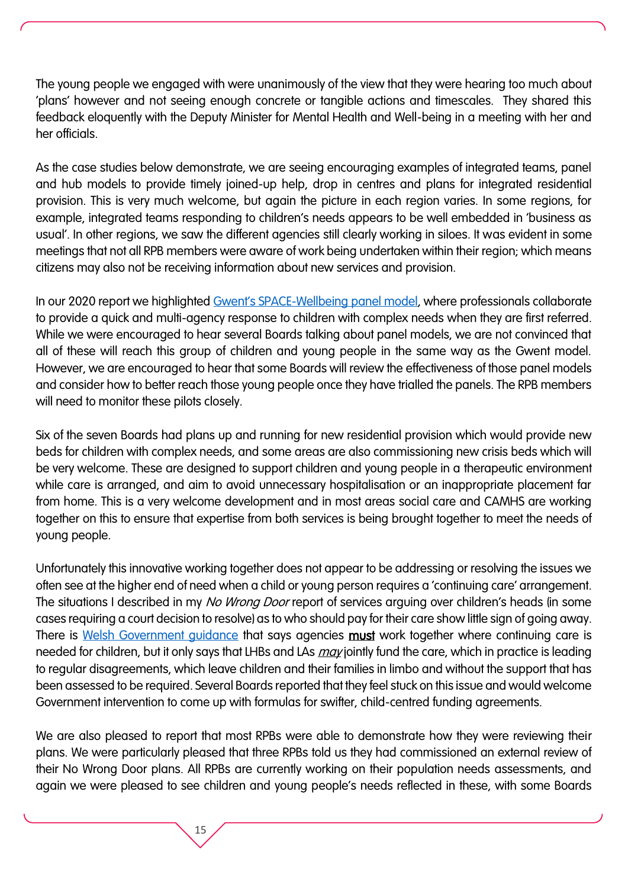The young people we engaged with were unanimously of the view that they were hearing too much about 'plans' however and not seeing enough concrete or tangible actions and timescales. They shared this feedback eloquently with the Deputy Minister for Mental Health and Well-being in a meeting with her and her officials.

As the case studies below demonstrate, we are seeing encouraging examples of integrated teams, panel and hub models to provide timely joined-up help, drop in centres and plans for integrated residential provision. This is very much welcome, but again the picture in each region varies. In some regions, for example, integrated teams responding to children's needs appears to be well embedded in 'business as usual'. In other regions, we saw the different agencies still clearly working in siloes. It was evident in some meetings that not all RPB members were aware of work being undertaken within their region; which means citizens may also not be receiving information about new services and provision.

In our 2020 report we highlighted [Gwent's SPACE-Wellbeing panel model](), where professionals collaborate to provide a quick and multi-agency response to children with complex needs when they are first referred. While we were encouraged to hear several Boards talking about panel models, we are not convinced that all of these will reach this group of children and young people in the same way as the Gwent model. However, we are encouraged to hear that some Boards will review the effectiveness of those panel models and consider how to better reach those young people once they have trialled the panels. The RPB members will need to monitor these pilots closely.

Six of the seven Boards had plans up and running for new residential provision which would provide new beds for children with complex needs, and some areas are also commissioning new crisis beds which will be very welcome. These are designed to support children and young people in a therapeutic environment while care is arranged, and aim to avoid unnecessary hospitalisation or an inappropriate placement far from home. This is a very welcome development and in most areas social care and CAMHS are working together on this to ensure that expertise from both services is being brought together to meet the needs of young people.

Unfortunately this innovative working together does not appear to be addressing or resolving the issues we often see at the higher end of need when a child or young person requires a 'continuing care' arrangement. The situations I described in my *No Wrong Door* report of services arguing over children's heads (in some cases requiring a court decision to resolve) as to who should pay for their care show little sign of going away. There is [Welsh Government guidance]() that says agencies **must** work together where continuing care is needed for children, but it only says that LHBs and LAs ***may*** jointly fund the care, which in practice is leading to regular disagreements, which leave children and their families in limbo and without the support that has been assessed to be required. Several Boards reported that they feel stuck on this issue and would welcome Government intervention to come up with formulas for swifter, child-centred funding agreements.

We are also pleased to report that most RPBs were able to demonstrate how they were reviewing their plans. We were particularly pleased that three RPBs told us they had commissioned an external review of their No Wrong Door plans. All RPBs are currently working on their population needs assessments, and again we were pleased to see children and young people's needs reflected in these, with some Boards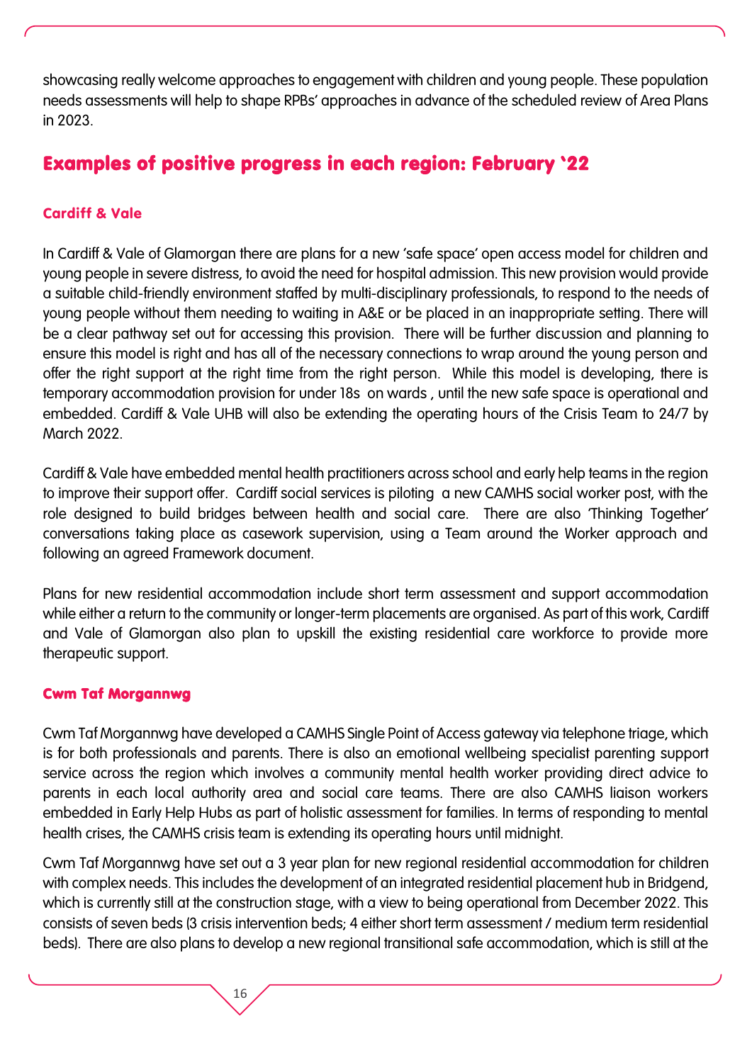showcasing really welcome approaches to engagement with children and young people. These population needs assessments will help to shape RPBs' approaches in advance of the scheduled review of Area Plans in 2023.

## Examples of positive progress in each region: February '22

### Cardiff & Vale

In Cardiff & Vale of Glamorgan there are plans for a new 'safe space' open access model for children and young people in severe distress, to avoid the need for hospital admission. This new provision would provide a suitable child-friendly environment staffed by multi-disciplinary professionals, to respond to the needs of young people without them needing to waiting in A&E or be placed in an inappropriate setting. There will be a clear pathway set out for accessing this provision. There will be further discussion and planning to ensure this model is right and has all of the necessary connections to wrap around the young person and offer the right support at the right time from the right person. While this model is developing, there is temporary accommodation provision for under 18s on wards , until the new safe space is operational and embedded. Cardiff & Vale UHB will also be extending the operating hours of the Crisis Team to 24/7 by March 2022.

Cardiff & Vale have embedded mental health practitioners across school and early help teams in the region to improve their support offer. Cardiff social services is piloting a new CAMHS social worker post, with the role designed to build bridges between health and social care. There are also 'Thinking Together' conversations taking place as casework supervision, using a Team around the Worker approach and following an agreed Framework document.

Plans for new residential accommodation include short term assessment and support accommodation while either a return to the community or longer-term placements are organised. As part of this work, Cardiff and Vale of Glamorgan also plan to upskill the existing residential care workforce to provide more therapeutic support.

### Cwm Taf Morgannwg

Cwm Taf Morgannwg have developed a CAMHS Single Point of Access gateway via telephone triage, which is for both professionals and parents. There is also an emotional wellbeing specialist parenting support service across the region which involves a community mental health worker providing direct advice to parents in each local authority area and social care teams. There are also CAMHS liaison workers embedded in Early Help Hubs as part of holistic assessment for families. In terms of responding to mental health crises, the CAMHS crisis team is extending its operating hours until midnight.

Cwm Taf Morgannwg have set out a 3 year plan for new regional residential accommodation for children with complex needs. This includes the development of an integrated residential placement hub in Bridgend, which is currently still at the construction stage, with a view to being operational from December 2022. This consists of seven beds (3 crisis intervention beds; 4 either short term assessment / medium term residential beds). There are also plans to develop a new regional transitional safe accommodation, which is still at the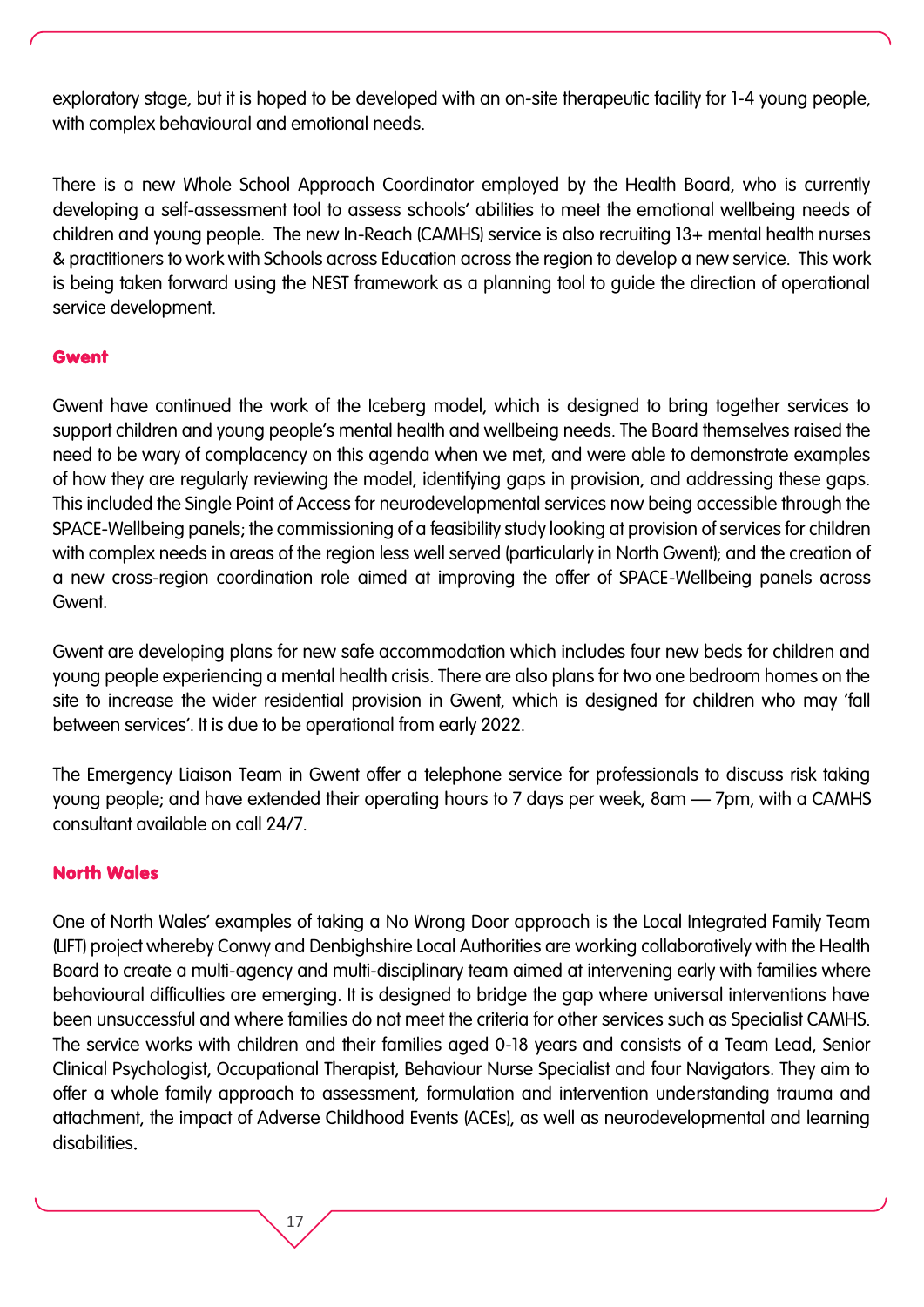exploratory stage, but it is hoped to be developed with an on-site therapeutic facility for 1-4 young people, with complex behavioural and emotional needs.

There is a new Whole School Approach Coordinator employed by the Health Board, who is currently developing a self-assessment tool to assess schools' abilities to meet the emotional wellbeing needs of children and young people. The new In-Reach (CAMHS) service is also recruiting 13+ mental health nurses & practitioners to work with Schools across Education across the region to develop a new service. This work is being taken forward using the NEST framework as a planning tool to guide the direction of operational service development.

### Gwent

Gwent have continued the work of the Iceberg model, which is designed to bring together services to support children and young people's mental health and wellbeing needs. The Board themselves raised the need to be wary of complacency on this agenda when we met, and were able to demonstrate examples of how they are regularly reviewing the model, identifying gaps in provision, and addressing these gaps. This included the Single Point of Access for neurodevelopmental services now being accessible through the SPACE-Wellbeing panels; the commissioning of a feasibility study looking at provision of services for children with complex needs in areas of the region less well served (particularly in North Gwent); and the creation of a new cross-region coordination role aimed at improving the offer of SPACE-Wellbeing panels across Gwent.

Gwent are developing plans for new safe accommodation which includes four new beds for children and young people experiencing a mental health crisis. There are also plans for two one bedroom homes on the site to increase the wider residential provision in Gwent, which is designed for children who may 'fall between services'. It is due to be operational from early 2022.

The Emergency Liaison Team in Gwent offer a telephone service for professionals to discuss risk taking young people; and have extended their operating hours to 7 days per week, 8am — 7pm, with a CAMHS consultant available on call 24/7.

### North Wales

One of North Wales' examples of taking a No Wrong Door approach is the Local Integrated Family Team (LIFT) project whereby Conwy and Denbighshire Local Authorities are working collaboratively with the Health Board to create a multi-agency and multi-disciplinary team aimed at intervening early with families where behavioural difficulties are emerging. It is designed to bridge the gap where universal interventions have been unsuccessful and where families do not meet the criteria for other services such as Specialist CAMHS. The service works with children and their families aged 0-18 years and consists of a Team Lead, Senior Clinical Psychologist, Occupational Therapist, Behaviour Nurse Specialist and four Navigators. They aim to offer a whole family approach to assessment, formulation and intervention understanding trauma and attachment, the impact of Adverse Childhood Events (ACEs), as well as neurodevelopmental and learning disabilities.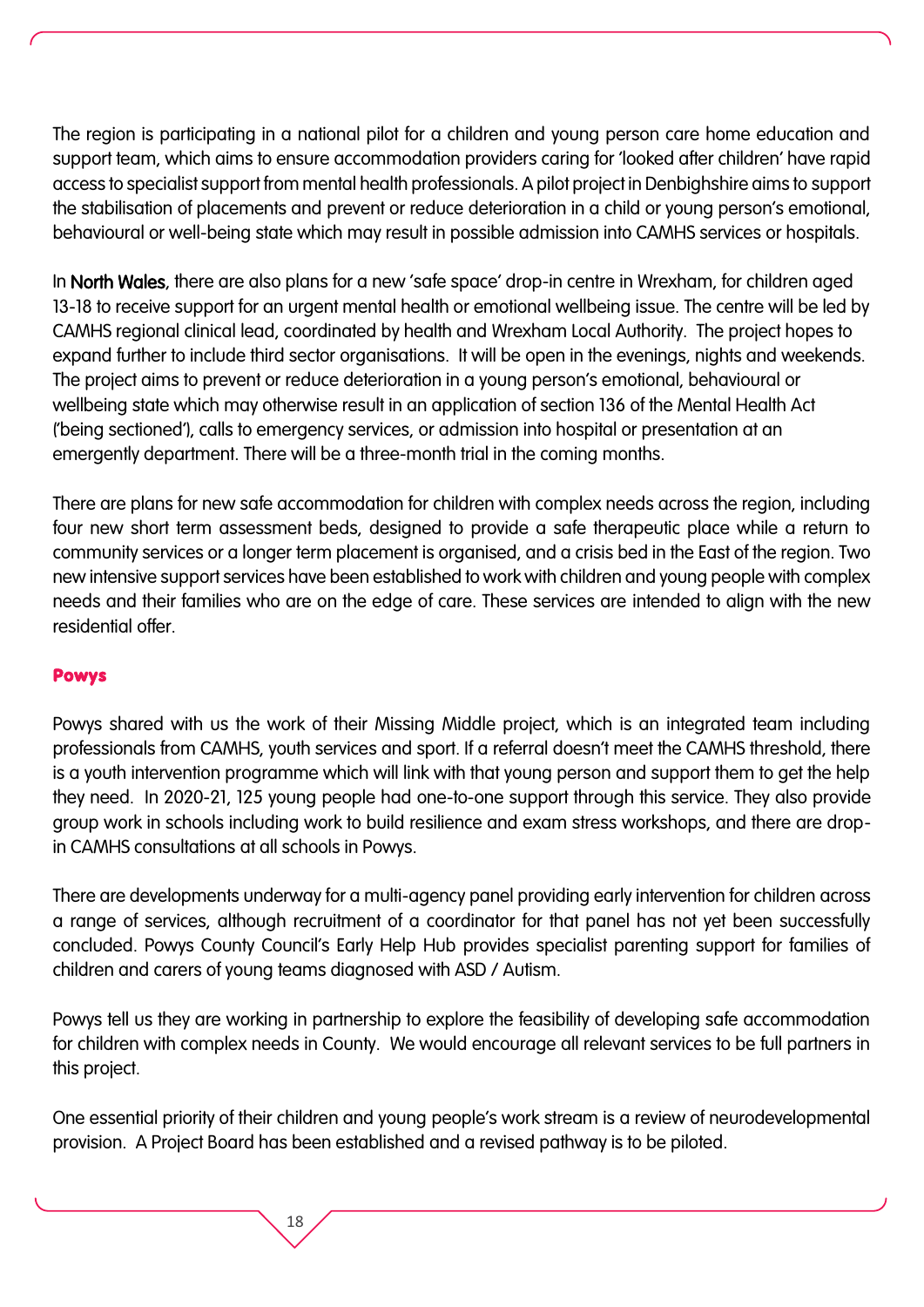The region is participating in a national pilot for a children and young person care home education and support team, which aims to ensure accommodation providers caring for 'looked after children' have rapid access to specialist support from mental health professionals. A pilot project in Denbighshire aims to support the stabilisation of placements and prevent or reduce deterioration in a child or young person's emotional, behavioural or well-being state which may result in possible admission into CAMHS services or hospitals.

In North Wales, there are also plans for a new 'safe space' drop-in centre in Wrexham, for children aged 13-18 to receive support for an urgent mental health or emotional wellbeing issue. The centre will be led by CAMHS regional clinical lead, coordinated by health and Wrexham Local Authority. The project hopes to expand further to include third sector organisations. It will be open in the evenings, nights and weekends. The project aims to prevent or reduce deterioration in a young person's emotional, behavioural or wellbeing state which may otherwise result in an application of section 136 of the Mental Health Act ('being sectioned'), calls to emergency services, or admission into hospital or presentation at an emergently department. There will be a three-month trial in the coming months.

There are plans for new safe accommodation for children with complex needs across the region, including four new short term assessment beds, designed to provide a safe therapeutic place while a return to community services or a longer term placement is organised, and a crisis bed in the East of the region. Two new intensive support services have been established to work with children and young people with complex needs and their families who are on the edge of care. These services are intended to align with the new residential offer.

### Powys

Powys shared with us the work of their Missing Middle project, which is an integrated team including professionals from CAMHS, youth services and sport. If a referral doesn't meet the CAMHS threshold, there is a youth intervention programme which will link with that young person and support them to get the help they need. In 2020-21, 125 young people had one-to-one support through this service. They also provide group work in schools including work to build resilience and exam stress workshops, and there are drop-in CAMHS consultations at all schools in Powys.

There are developments underway for a multi-agency panel providing early intervention for children across a range of services, although recruitment of a coordinator for that panel has not yet been successfully concluded. Powys County Council's Early Help Hub provides specialist parenting support for families of children and carers of young teams diagnosed with ASD / Autism.

Powys tell us they are working in partnership to explore the feasibility of developing safe accommodation for children with complex needs in County. We would encourage all relevant services to be full partners in this project.

One essential priority of their children and young people's work stream is a review of neurodevelopmental provision. A Project Board has been established and a revised pathway is to be piloted.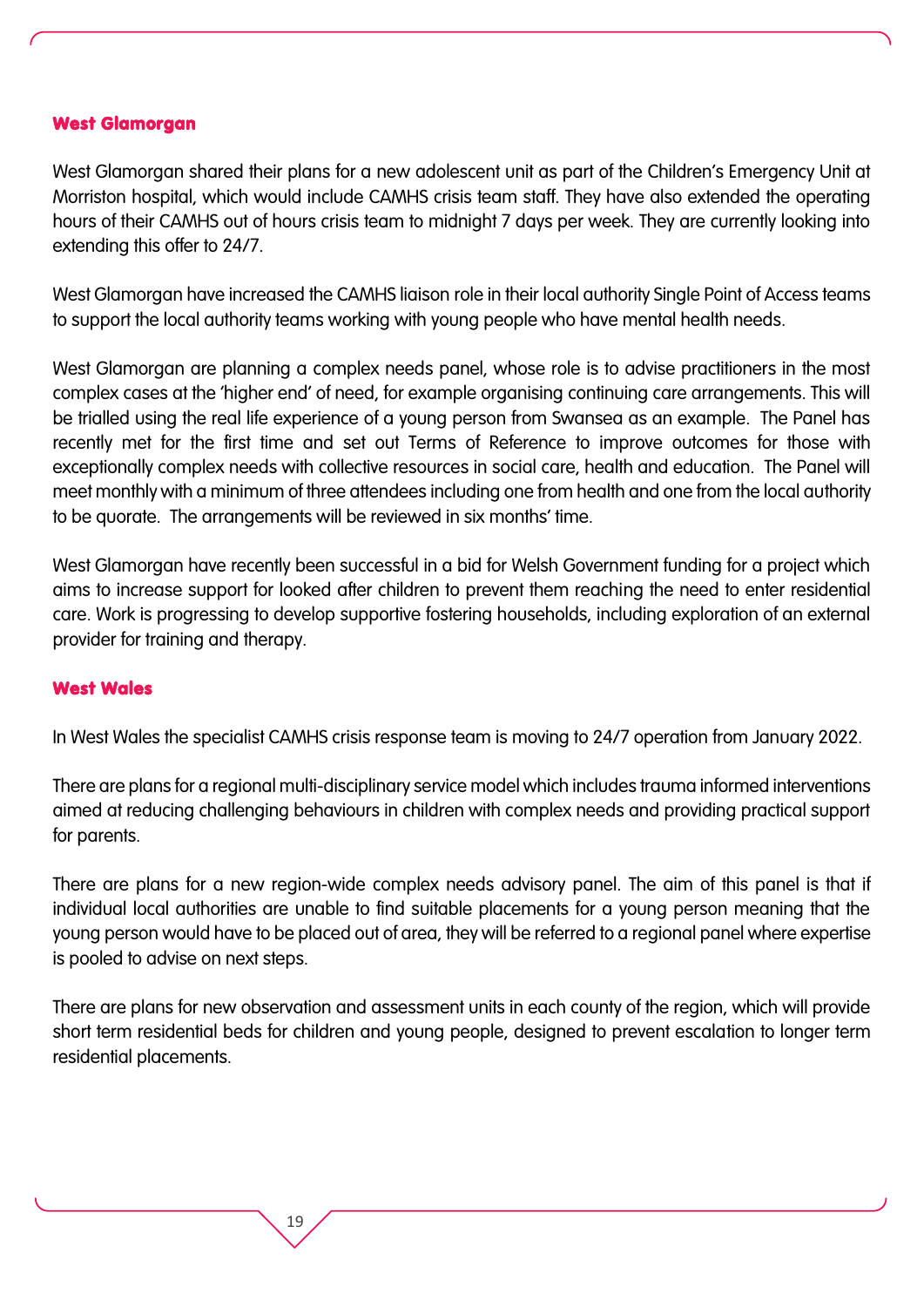### West Glamorgan

West Glamorgan shared their plans for a new adolescent unit as part of the Children's Emergency Unit at Morriston hospital, which would include CAMHS crisis team staff. They have also extended the operating hours of their CAMHS out of hours crisis team to midnight 7 days per week. They are currently looking into extending this offer to 24/7.

West Glamorgan have increased the CAMHS liaison role in their local authority Single Point of Access teams to support the local authority teams working with young people who have mental health needs.

West Glamorgan are planning a complex needs panel, whose role is to advise practitioners in the most complex cases at the 'higher end' of need, for example organising continuing care arrangements. This will be trialled using the real life experience of a young person from Swansea as an example. The Panel has recently met for the first time and set out Terms of Reference to improve outcomes for those with exceptionally complex needs with collective resources in social care, health and education. The Panel will meet monthly with a minimum of three attendees including one from health and one from the local authority to be quorate. The arrangements will be reviewed in six months' time.

West Glamorgan have recently been successful in a bid for Welsh Government funding for a project which aims to increase support for looked after children to prevent them reaching the need to enter residential care. Work is progressing to develop supportive fostering households, including exploration of an external provider for training and therapy.

### West Wales

In West Wales the specialist CAMHS crisis response team is moving to 24/7 operation from January 2022.

There are plans for a regional multi-disciplinary service model which includes trauma informed interventions aimed at reducing challenging behaviours in children with complex needs and providing practical support for parents.

There are plans for a new region-wide complex needs advisory panel. The aim of this panel is that if individual local authorities are unable to find suitable placements for a young person meaning that the young person would have to be placed out of area, they will be referred to a regional panel where expertise is pooled to advise on next steps.

There are plans for new observation and assessment units in each county of the region, which will provide short term residential beds for children and young people, designed to prevent escalation to longer term residential placements.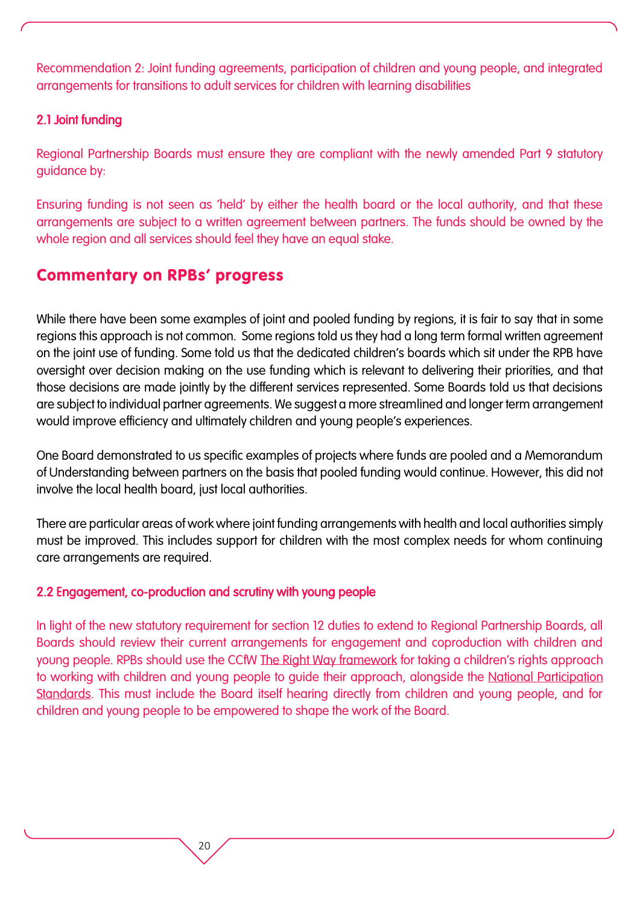Recommendation 2: Joint funding agreements, participation of children and young people, and integrated arrangements for transitions to adult services for children with learning disabilities

### 2.1 Joint funding

Regional Partnership Boards must ensure they are compliant with the newly amended Part 9 statutory guidance by:

Ensuring funding is not seen as 'held' by either the health board or the local authority, and that these arrangements are subject to a written agreement between partners. The funds should be owned by the whole region and all services should feel they have an equal stake.

## Commentary on RPBs' progress

While there have been some examples of joint and pooled funding by regions, it is fair to say that in some regions this approach is not common. Some regions told us they had a long term formal written agreement on the joint use of funding. Some told us that the dedicated children's boards which sit under the RPB have oversight over decision making on the use funding which is relevant to delivering their priorities, and that those decisions are made jointly by the different services represented. Some Boards told us that decisions are subject to individual partner agreements. We suggest a more streamlined and longer term arrangement would improve efficiency and ultimately children and young people's experiences.

One Board demonstrated to us specific examples of projects where funds are pooled and a Memorandum of Understanding between partners on the basis that pooled funding would continue. However, this did not involve the local health board, just local authorities.

There are particular areas of work where joint funding arrangements with health and local authorities simply must be improved. This includes support for children with the most complex needs for whom continuing care arrangements are required.

### 2.2 Engagement, co-production and scrutiny with young people

In light of the new statutory requirement for section 12 duties to extend to Regional Partnership Boards, all Boards should review their current arrangements for engagement and coproduction with children and young people. RPBs should use the CCfW The Right Way framework for taking a children's rights approach to working with children and young people to guide their approach, alongside the National Participation Standards. This must include the Board itself hearing directly from children and young people, and for children and young people to be empowered to shape the work of the Board.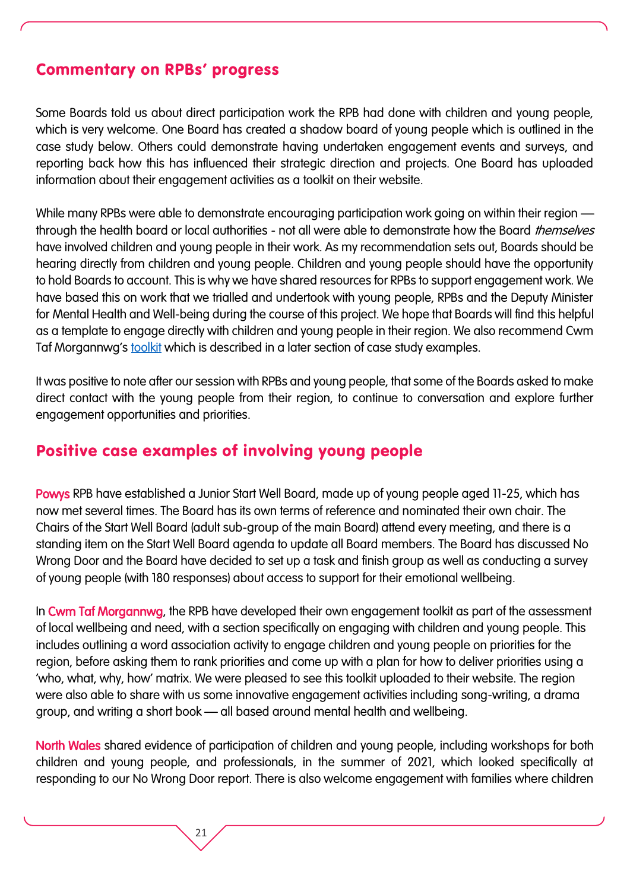## Commentary on RPBs' progress

Some Boards told us about direct participation work the RPB had done with children and young people, which is very welcome. One Board has created a shadow board of young people which is outlined in the case study below. Others could demonstrate having undertaken engagement events and surveys, and reporting back how this has influenced their strategic direction and projects. One Board has uploaded information about their engagement activities as a toolkit on their website.

While many RPBs were able to demonstrate encouraging participation work going on within their region — through the health board or local authorities - not all were able to demonstrate how the Board *themselves* have involved children and young people in their work. As my recommendation sets out, Boards should be hearing directly from children and young people. Children and young people should have the opportunity to hold Boards to account. This is why we have shared resources for RPBs to support engagement work. We have based this on work that we trialled and undertook with young people, RPBs and the Deputy Minister for Mental Health and Well-being during the course of this project. We hope that Boards will find this helpful as a template to engage directly with children and young people in their region. We also recommend Cwm Taf Morgannwg's toolkit which is described in a later section of case study examples.

It was positive to note after our session with RPBs and young people, that some of the Boards asked to make direct contact with the young people from their region, to continue to conversation and explore further engagement opportunities and priorities.

## Positive case examples of involving young people

**Powys** RPB have established a Junior Start Well Board, made up of young people aged 11-25, which has now met several times. The Board has its own terms of reference and nominated their own chair. The Chairs of the Start Well Board (adult sub-group of the main Board) attend every meeting, and there is a standing item on the Start Well Board agenda to update all Board members. The Board has discussed No Wrong Door and the Board have decided to set up a task and finish group as well as conducting a survey of young people (with 180 responses) about access to support for their emotional wellbeing.

In **Cwm Taf Morgannwg**, the RPB have developed their own engagement toolkit as part of the assessment of local wellbeing and need, with a section specifically on engaging with children and young people. This includes outlining a word association activity to engage children and young people on priorities for the region, before asking them to rank priorities and come up with a plan for how to deliver priorities using a 'who, what, why, how' matrix. We were pleased to see this toolkit uploaded to their website. The region were also able to share with us some innovative engagement activities including song-writing, a drama group, and writing a short book — all based around mental health and wellbeing.

**North Wales** shared evidence of participation of children and young people, including workshops for both children and young people, and professionals, in the summer of 2021, which looked specifically at responding to our No Wrong Door report. There is also welcome engagement with families where children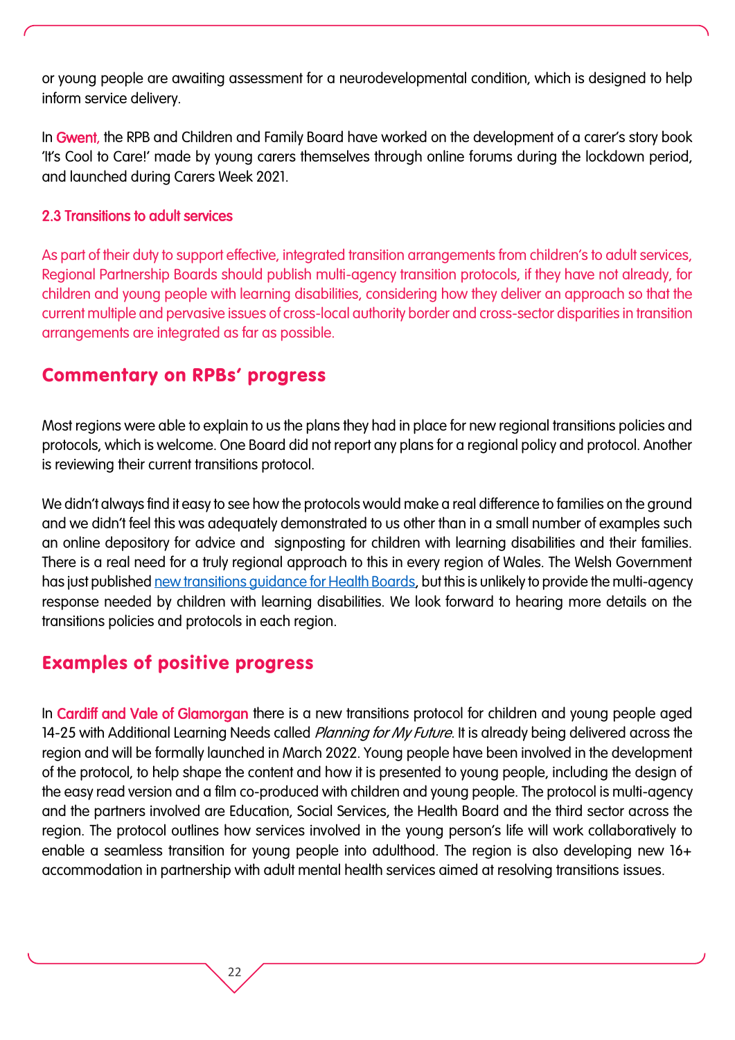or young people are awaiting assessment for a neurodevelopmental condition, which is designed to help inform service delivery.

In **Gwent**, the RPB and Children and Family Board have worked on the development of a carer's story book 'It's Cool to Care!' made by young carers themselves through online forums during the lockdown period, and launched during Carers Week 2021.

### 2.3 Transitions to adult services

As part of their duty to support effective, integrated transition arrangements from children's to adult services, Regional Partnership Boards should publish multi-agency transition protocols, if they have not already, for children and young people with learning disabilities, considering how they deliver an approach so that the current multiple and pervasive issues of cross-local authority border and cross-sector disparities in transition arrangements are integrated as far as possible.

## Commentary on RPBs' progress

Most regions were able to explain to us the plans they had in place for new regional transitions policies and protocols, which is welcome. One Board did not report any plans for a regional policy and protocol. Another is reviewing their current transitions protocol.

We didn't always find it easy to see how the protocols would make a real difference to families on the ground and we didn't feel this was adequately demonstrated to us other than in a small number of examples such an online depository for advice and signposting for children with learning disabilities and their families. There is a real need for a truly regional approach to this in every region of Wales. The Welsh Government has just published new transitions guidance for Health Boards, but this is unlikely to provide the multi-agency response needed by children with learning disabilities. We look forward to hearing more details on the transitions policies and protocols in each region.

## Examples of positive progress

In **Cardiff and Vale of Glamorgan** there is a new transitions protocol for children and young people aged 14-25 with Additional Learning Needs called *Planning for My Future*. It is already being delivered across the region and will be formally launched in March 2022. Young people have been involved in the development of the protocol, to help shape the content and how it is presented to young people, including the design of the easy read version and a film co-produced with children and young people. The protocol is multi-agency and the partners involved are Education, Social Services, the Health Board and the third sector across the region. The protocol outlines how services involved in the young person's life will work collaboratively to enable a seamless transition for young people into adulthood. The region is also developing new 16+ accommodation in partnership with adult mental health services aimed at resolving transitions issues.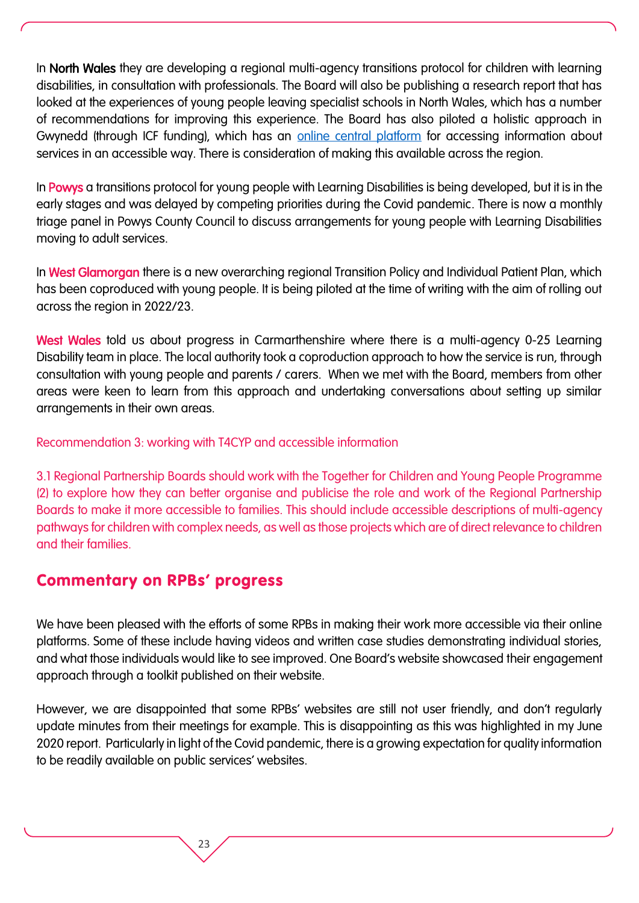In **North Wales** they are developing a regional multi-agency transitions protocol for children with learning disabilities, in consultation with professionals. The Board will also be publishing a research report that has looked at the experiences of young people leaving specialist schools in North Wales, which has a number of recommendations for improving this experience. The Board has also piloted a holistic approach in Gwynedd (through ICF funding), which has an online central platform for accessing information about services in an accessible way. There is consideration of making this available across the region.

In **Powys** a transitions protocol for young people with Learning Disabilities is being developed, but it is in the early stages and was delayed by competing priorities during the Covid pandemic. There is now a monthly triage panel in Powys County Council to discuss arrangements for young people with Learning Disabilities moving to adult services.

In **West Glamorgan** there is a new overarching regional Transition Policy and Individual Patient Plan, which has been coproduced with young people. It is being piloted at the time of writing with the aim of rolling out across the region in 2022/23.

**West Wales** told us about progress in Carmarthenshire where there is a multi-agency 0-25 Learning Disability team in place. The local authority took a coproduction approach to how the service is run, through consultation with young people and parents / carers. When we met with the Board, members from other areas were keen to learn from this approach and undertaking conversations about setting up similar arrangements in their own areas.

Recommendation 3: working with T4CYP and accessible information

3.1 Regional Partnership Boards should work with the Together for Children and Young People Programme (2) to explore how they can better organise and publicise the role and work of the Regional Partnership Boards to make it more accessible to families. This should include accessible descriptions of multi-agency pathways for children with complex needs, as well as those projects which are of direct relevance to children and their families.

## Commentary on RPBs' progress

We have been pleased with the efforts of some RPBs in making their work more accessible via their online platforms. Some of these include having videos and written case studies demonstrating individual stories, and what those individuals would like to see improved. One Board's website showcased their engagement approach through a toolkit published on their website.

However, we are disappointed that some RPBs' websites are still not user friendly, and don't regularly update minutes from their meetings for example. This is disappointing as this was highlighted in my June 2020 report. Particularly in light of the Covid pandemic, there is a growing expectation for quality information to be readily available on public services' websites.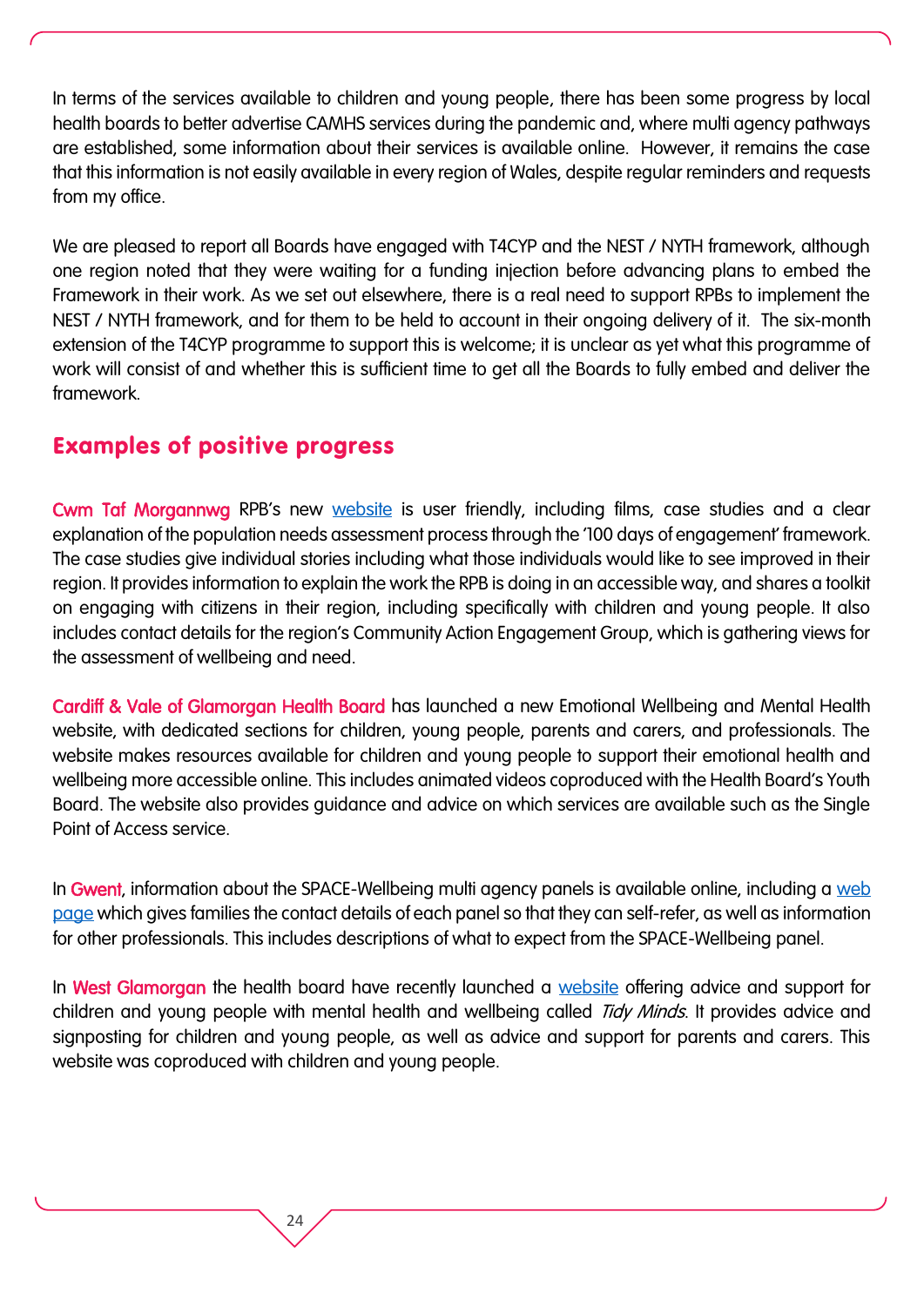In terms of the services available to children and young people, there has been some progress by local health boards to better advertise CAMHS services during the pandemic and, where multi agency pathways are established, some information about their services is available online. However, it remains the case that this information is not easily available in every region of Wales, despite regular reminders and requests from my office.

We are pleased to report all Boards have engaged with T4CYP and the NEST / NYTH framework, although one region noted that they were waiting for a funding injection before advancing plans to embed the Framework in their work. As we set out elsewhere, there is a real need to support RPBs to implement the NEST / NYTH framework, and for them to be held to account in their ongoing delivery of it. The six-month extension of the T4CYP programme to support this is welcome; it is unclear as yet what this programme of work will consist of and whether this is sufficient time to get all the Boards to fully embed and deliver the framework.

## Examples of positive progress

**Cwm Taf Morgannwg** RPB's new website is user friendly, including films, case studies and a clear explanation of the population needs assessment process through the '100 days of engagement' framework. The case studies give individual stories including what those individuals would like to see improved in their region. It provides information to explain the work the RPB is doing in an accessible way, and shares a toolkit on engaging with citizens in their region, including specifically with children and young people. It also includes contact details for the region's Community Action Engagement Group, which is gathering views for the assessment of wellbeing and need.

**Cardiff & Vale of Glamorgan Health Board** has launched a new Emotional Wellbeing and Mental Health website, with dedicated sections for children, young people, parents and carers, and professionals. The website makes resources available for children and young people to support their emotional health and wellbeing more accessible online. This includes animated videos coproduced with the Health Board's Youth Board. The website also provides guidance and advice on which services are available such as the Single Point of Access service.

In **Gwent**, information about the SPACE-Wellbeing multi agency panels is available online, including a web page which gives families the contact details of each panel so that they can self-refer, as well as information for other professionals. This includes descriptions of what to expect from the SPACE-Wellbeing panel.

In **West Glamorgan** the health board have recently launched a website offering advice and support for children and young people with mental health and wellbeing called *Tidy Minds*. It provides advice and signposting for children and young people, as well as advice and support for parents and carers. This website was coproduced with children and young people.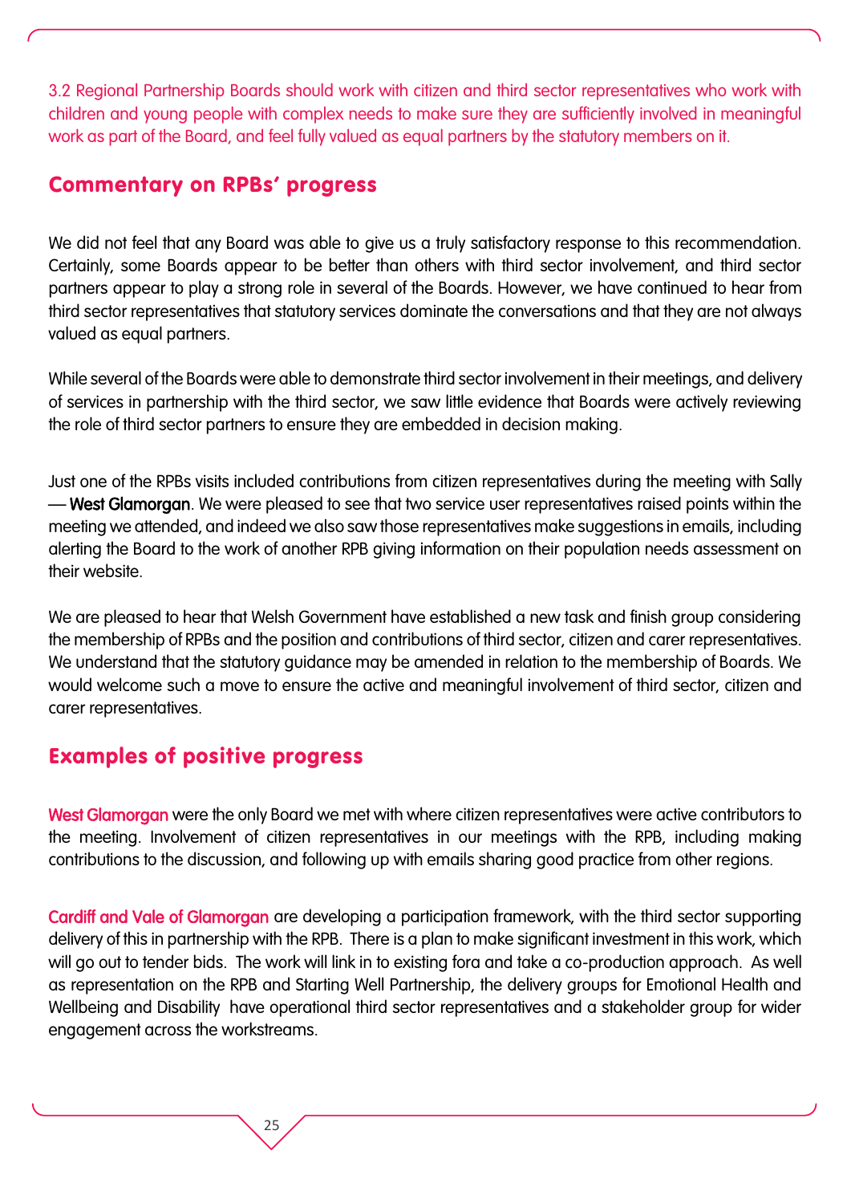3.2 Regional Partnership Boards should work with citizen and third sector representatives who work with children and young people with complex needs to make sure they are sufficiently involved in meaningful work as part of the Board, and feel fully valued as equal partners by the statutory members on it.

## Commentary on RPBs' progress

We did not feel that any Board was able to give us a truly satisfactory response to this recommendation. Certainly, some Boards appear to be better than others with third sector involvement, and third sector partners appear to play a strong role in several of the Boards. However, we have continued to hear from third sector representatives that statutory services dominate the conversations and that they are not always valued as equal partners.

While several of the Boards were able to demonstrate third sector involvement in their meetings, and delivery of services in partnership with the third sector, we saw little evidence that Boards were actively reviewing the role of third sector partners to ensure they are embedded in decision making.

Just one of the RPBs visits included contributions from citizen representatives during the meeting with Sally — West Glamorgan. We were pleased to see that two service user representatives raised points within the meeting we attended, and indeed we also saw those representatives make suggestions in emails, including alerting the Board to the work of another RPB giving information on their population needs assessment on their website.

We are pleased to hear that Welsh Government have established a new task and finish group considering the membership of RPBs and the position and contributions of third sector, citizen and carer representatives. We understand that the statutory guidance may be amended in relation to the membership of Boards. We would welcome such a move to ensure the active and meaningful involvement of third sector, citizen and carer representatives.

## Examples of positive progress

West Glamorgan were the only Board we met with where citizen representatives were active contributors to the meeting. Involvement of citizen representatives in our meetings with the RPB, including making contributions to the discussion, and following up with emails sharing good practice from other regions.

Cardiff and Vale of Glamorgan are developing a participation framework, with the third sector supporting delivery of this in partnership with the RPB. There is a plan to make significant investment in this work, which will go out to tender bids. The work will link in to existing fora and take a co-production approach. As well as representation on the RPB and Starting Well Partnership, the delivery groups for Emotional Health and Wellbeing and Disability have operational third sector representatives and a stakeholder group for wider engagement across the workstreams.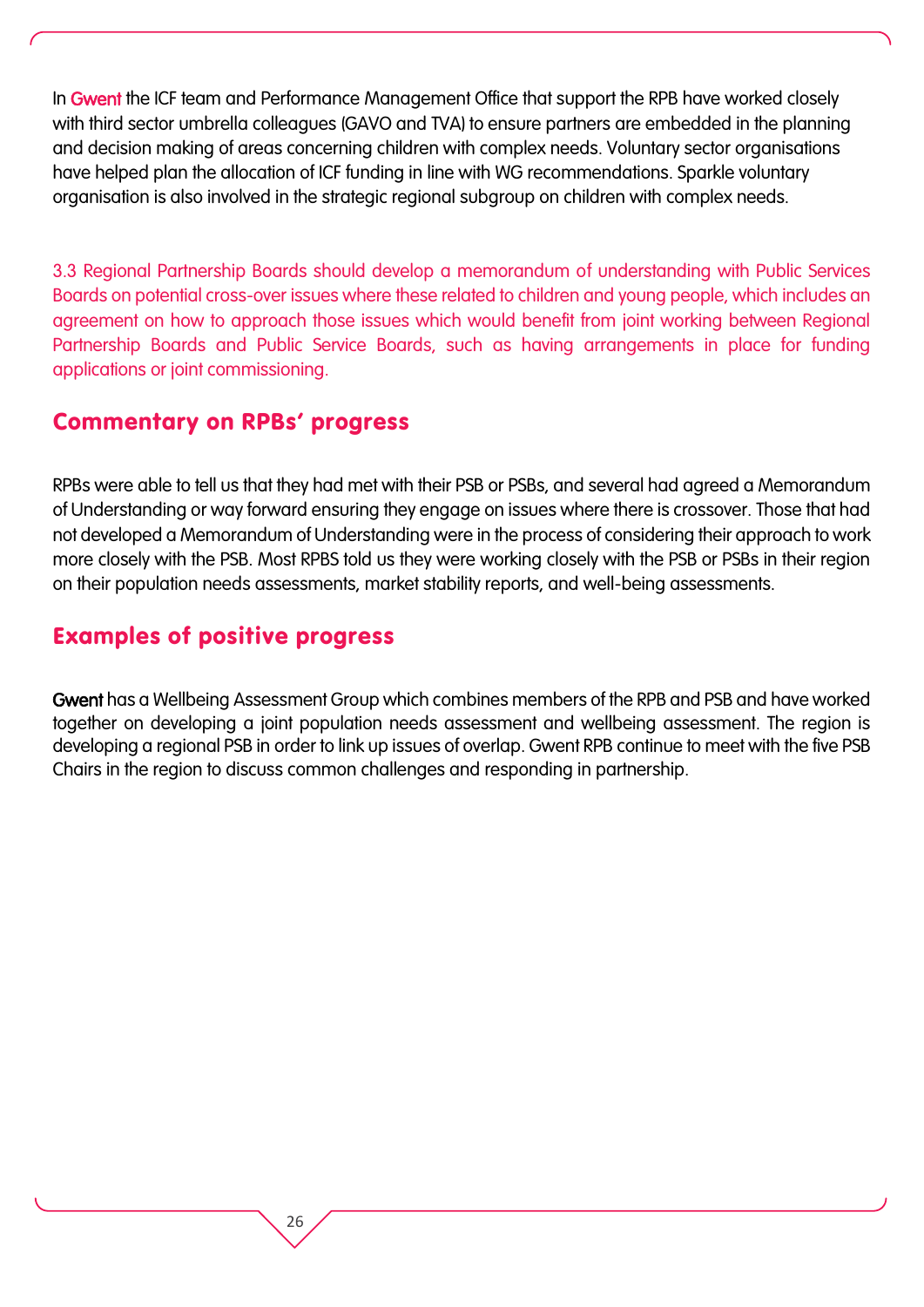In Gwent the ICF team and Performance Management Office that support the RPB have worked closely with third sector umbrella colleagues (GAVO and TVA) to ensure partners are embedded in the planning and decision making of areas concerning children with complex needs. Voluntary sector organisations have helped plan the allocation of ICF funding in line with WG recommendations. Sparkle voluntary organisation is also involved in the strategic regional subgroup on children with complex needs.

3.3 Regional Partnership Boards should develop a memorandum of understanding with Public Services Boards on potential cross-over issues where these related to children and young people, which includes an agreement on how to approach those issues which would benefit from joint working between Regional Partnership Boards and Public Service Boards, such as having arrangements in place for funding applications or joint commissioning.

## Commentary on RPBs' progress

RPBs were able to tell us that they had met with their PSB or PSBs, and several had agreed a Memorandum of Understanding or way forward ensuring they engage on issues where there is crossover. Those that had not developed a Memorandum of Understanding were in the process of considering their approach to work more closely with the PSB. Most RPBS told us they were working closely with the PSB or PSBs in their region on their population needs assessments, market stability reports, and well-being assessments.

## Examples of positive progress

Gwent has a Wellbeing Assessment Group which combines members of the RPB and PSB and have worked together on developing a joint population needs assessment and wellbeing assessment. The region is developing a regional PSB in order to link up issues of overlap. Gwent RPB continue to meet with the five PSB Chairs in the region to discuss common challenges and responding in partnership.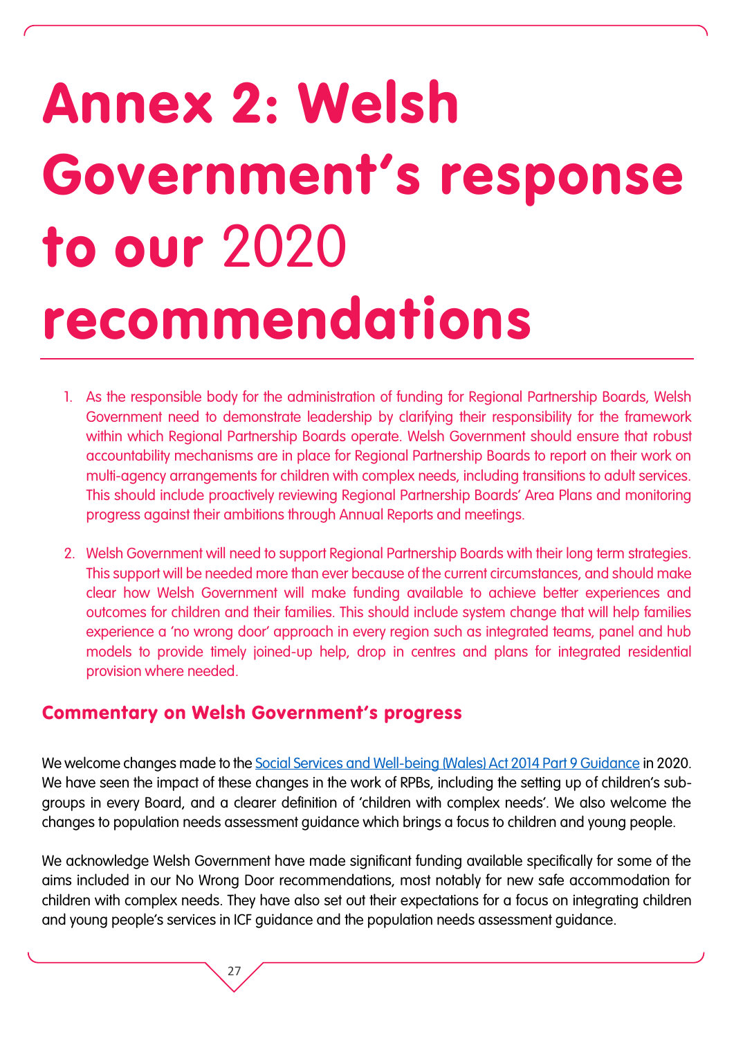# Annex 2: Welsh Government's response to our 2020 recommendations

1. As the responsible body for the administration of funding for Regional Partnership Boards, Welsh Government need to demonstrate leadership by clarifying their responsibility for the framework within which Regional Partnership Boards operate. Welsh Government should ensure that robust accountability mechanisms are in place for Regional Partnership Boards to report on their work on multi-agency arrangements for children with complex needs, including transitions to adult services. This should include proactively reviewing Regional Partnership Boards' Area Plans and monitoring progress against their ambitions through Annual Reports and meetings.

2. Welsh Government will need to support Regional Partnership Boards with their long term strategies. This support will be needed more than ever because of the current circumstances, and should make clear how Welsh Government will make funding available to achieve better experiences and outcomes for children and their families. This should include system change that will help families experience a 'no wrong door' approach in every region such as integrated teams, panel and hub models to provide timely joined-up help, drop in centres and plans for integrated residential provision where needed.

## Commentary on Welsh Government's progress

We welcome changes made to the Social Services and Well-being (Wales) Act 2014 Part 9 Guidance in 2020. We have seen the impact of these changes in the work of RPBs, including the setting up of children's sub-groups in every Board, and a clearer definition of 'children with complex needs'. We also welcome the changes to population needs assessment guidance which brings a focus to children and young people.

We acknowledge Welsh Government have made significant funding available specifically for some of the aims included in our No Wrong Door recommendations, most notably for new safe accommodation for children with complex needs. They have also set out their expectations for a focus on integrating children and young people's services in ICF guidance and the population needs assessment guidance.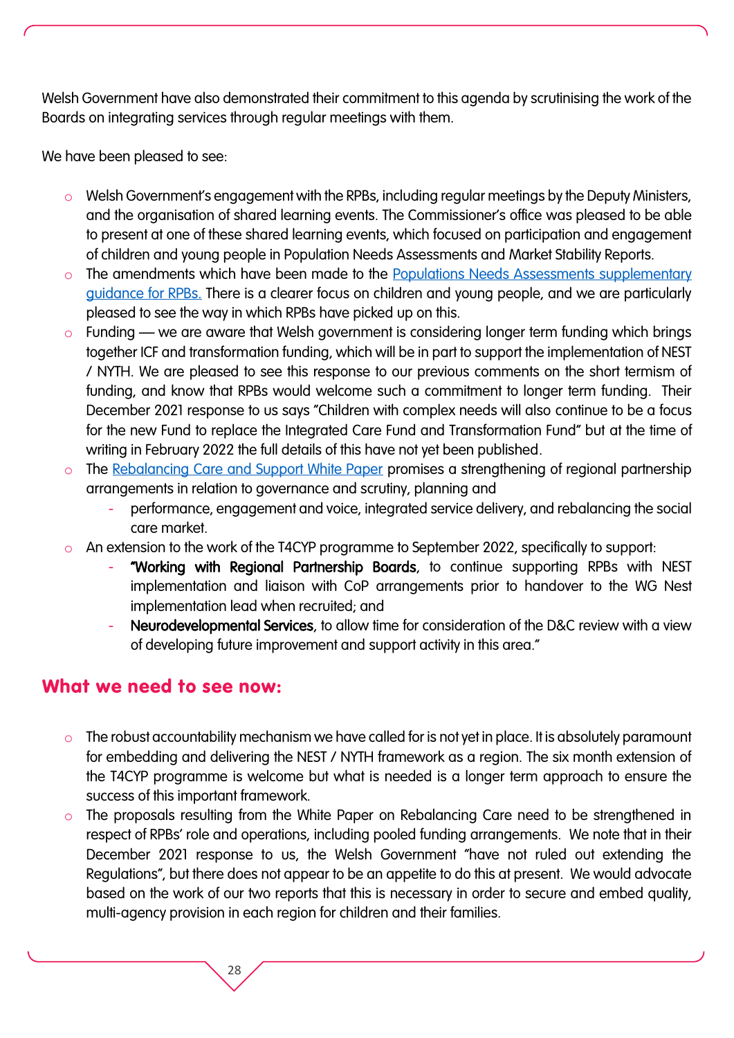Welsh Government have also demonstrated their commitment to this agenda by scrutinising the work of the Boards on integrating services through regular meetings with them.

We have been pleased to see:

- Welsh Government's engagement with the RPBs, including regular meetings by the Deputy Ministers, and the organisation of shared learning events. The Commissioner's office was pleased to be able to present at one of these shared learning events, which focused on participation and engagement of children and young people in Population Needs Assessments and Market Stability Reports.
- The amendments which have been made to the Populations Needs Assessments supplementary guidance for RPBs. There is a clearer focus on children and young people, and we are particularly pleased to see the way in which RPBs have picked up on this.
- Funding — we are aware that Welsh government is considering longer term funding which brings together ICF and transformation funding, which will be in part to support the implementation of NEST / NYTH. We are pleased to see this response to our previous comments on the short termism of funding, and know that RPBs would welcome such a commitment to longer term funding. Their December 2021 response to us says "Children with complex needs will also continue to be a focus for the new Fund to replace the Integrated Care Fund and Transformation Fund" but at the time of writing in February 2022 the full details of this have not yet been published.
- The Rebalancing Care and Support White Paper promises a strengthening of regional partnership arrangements in relation to governance and scrutiny, planning and
    - performance, engagement and voice, integrated service delivery, and rebalancing the social care market.
- An extension to the work of the T4CYP programme to September 2022, specifically to support:
    - **"Working with Regional Partnership Boards**, to continue supporting RPBs with NEST implementation and liaison with CoP arrangements prior to handover to the WG Nest implementation lead when recruited; and
    - **Neurodevelopmental Services**, to allow time for consideration of the D&C review with a view of developing future improvement and support activity in this area."

## What we need to see now:

- The robust accountability mechanism we have called for is not yet in place. It is absolutely paramount for embedding and delivering the NEST / NYTH framework as a region. The six month extension of the T4CYP programme is welcome but what is needed is a longer term approach to ensure the success of this important framework.
- The proposals resulting from the White Paper on Rebalancing Care need to be strengthened in respect of RPBs' role and operations, including pooled funding arrangements. We note that in their December 2021 response to us, the Welsh Government "have not ruled out extending the Regulations", but there does not appear to be an appetite to do this at present. We would advocate based on the work of our two reports that this is necessary in order to secure and embed quality, multi-agency provision in each region for children and their families.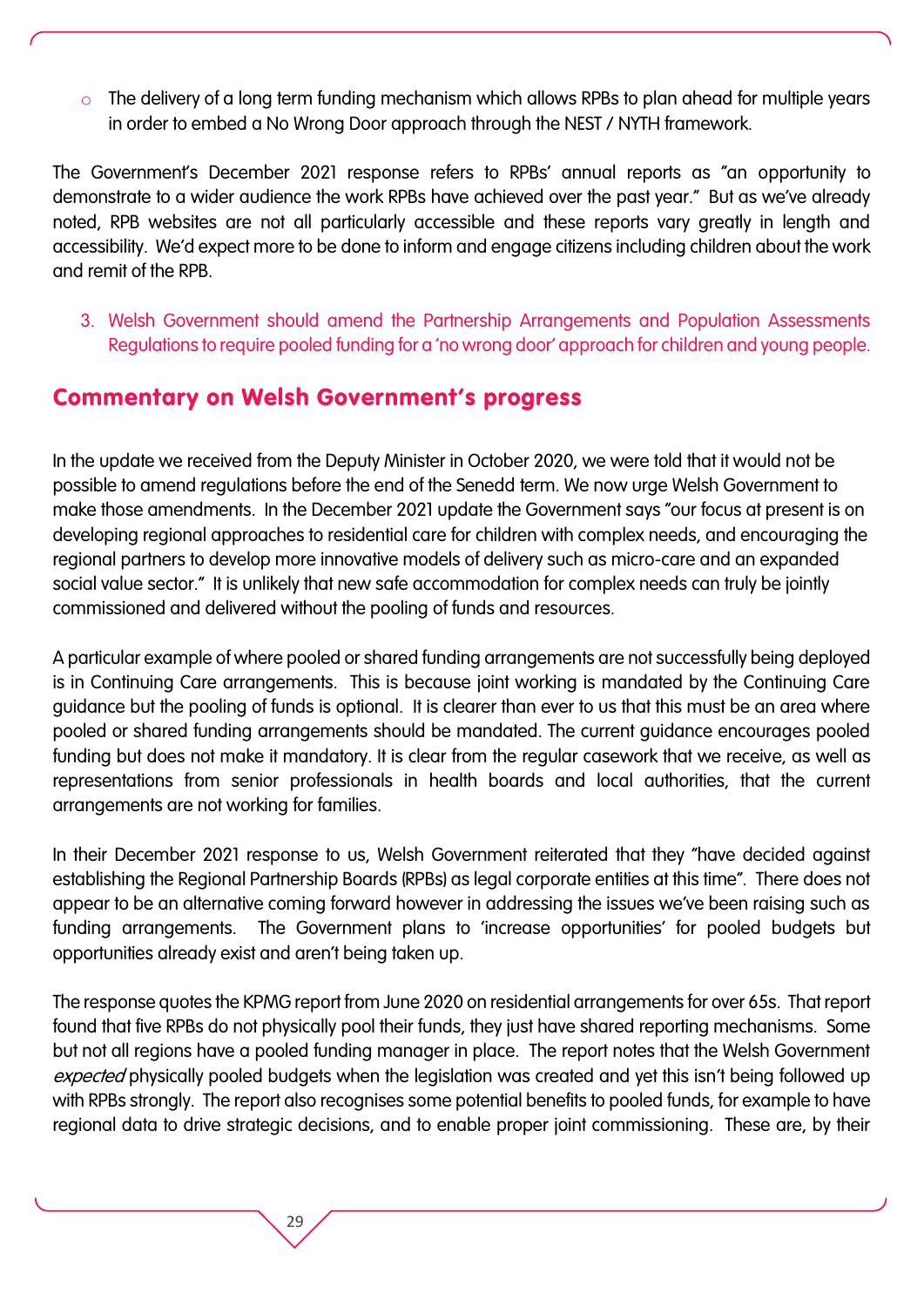- The delivery of a long term funding mechanism which allows RPBs to plan ahead for multiple years in order to embed a No Wrong Door approach through the NEST / NYTH framework.

The Government's December 2021 response refers to RPBs' annual reports as "an opportunity to demonstrate to a wider audience the work RPBs have achieved over the past year." But as we've already noted, RPB websites are not all particularly accessible and these reports vary greatly in length and accessibility. We'd expect more to be done to inform and engage citizens including children about the work and remit of the RPB.

3. Welsh Government should amend the Partnership Arrangements and Population Assessments Regulations to require pooled funding for a 'no wrong door' approach for children and young people.

## Commentary on Welsh Government's progress

In the update we received from the Deputy Minister in October 2020, we were told that it would not be possible to amend regulations before the end of the Senedd term. We now urge Welsh Government to make those amendments. In the December 2021 update the Government says "our focus at present is on developing regional approaches to residential care for children with complex needs, and encouraging the regional partners to develop more innovative models of delivery such as micro-care and an expanded social value sector." It is unlikely that new safe accommodation for complex needs can truly be jointly commissioned and delivered without the pooling of funds and resources.

A particular example of where pooled or shared funding arrangements are not successfully being deployed is in Continuing Care arrangements. This is because joint working is mandated by the Continuing Care guidance but the pooling of funds is optional. It is clearer than ever to us that this must be an area where pooled or shared funding arrangements should be mandated. The current guidance encourages pooled funding but does not make it mandatory. It is clear from the regular casework that we receive, as well as representations from senior professionals in health boards and local authorities, that the current arrangements are not working for families.

In their December 2021 response to us, Welsh Government reiterated that they "have decided against establishing the Regional Partnership Boards (RPBs) as legal corporate entities at this time". There does not appear to be an alternative coming forward however in addressing the issues we've been raising such as funding arrangements. The Government plans to 'increase opportunities' for pooled budgets but opportunities already exist and aren't being taken up.

The response quotes the KPMG report from June 2020 on residential arrangements for over 65s. That report found that five RPBs do not physically pool their funds, they just have shared reporting mechanisms. Some but not all regions have a pooled funding manager in place. The report notes that the Welsh Government *expected* physically pooled budgets when the legislation was created and yet this isn't being followed up with RPBs strongly. The report also recognises some potential benefits to pooled funds, for example to have regional data to drive strategic decisions, and to enable proper joint commissioning. These are, by their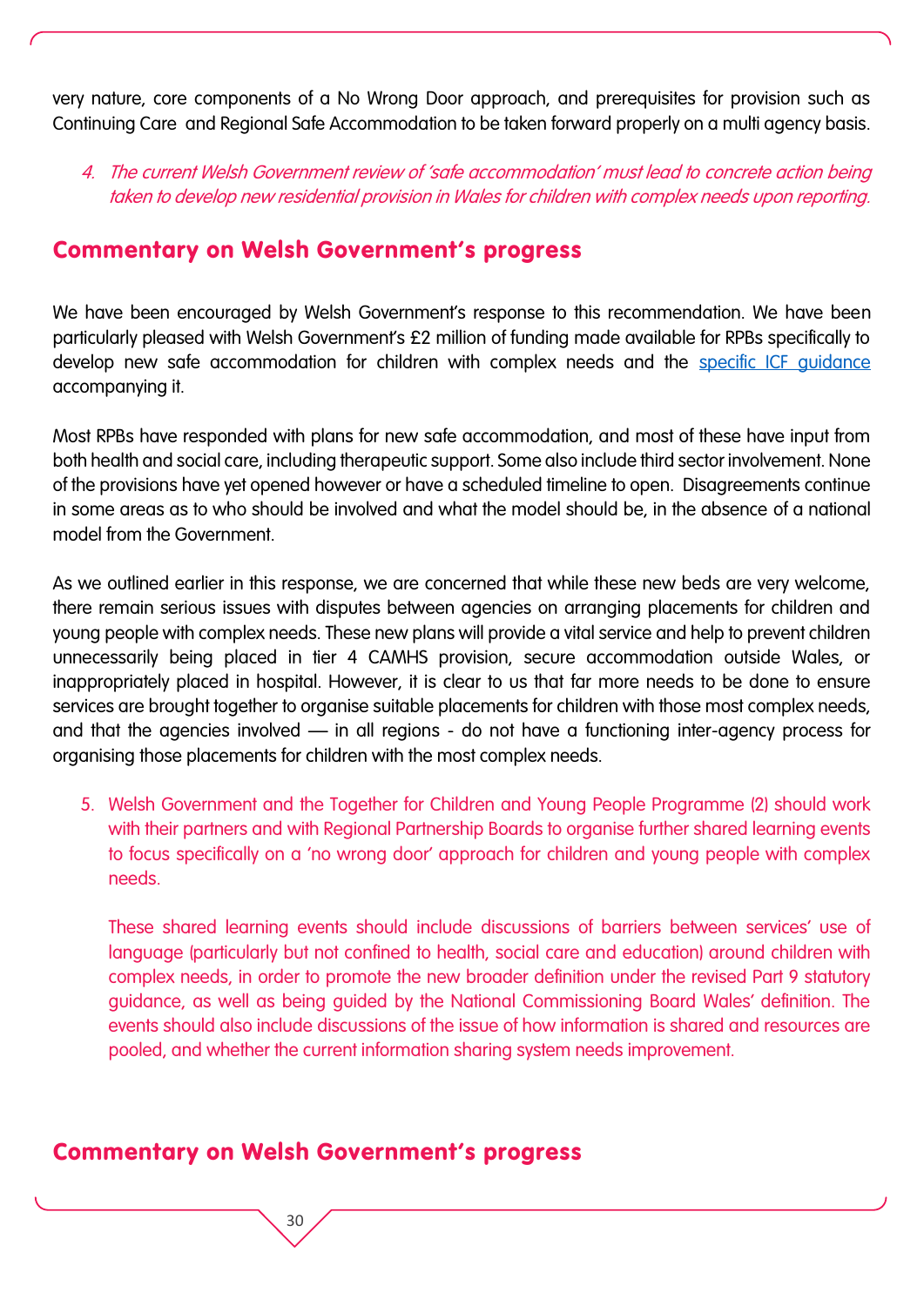very nature, core components of a No Wrong Door approach, and prerequisites for provision such as Continuing Care and Regional Safe Accommodation to be taken forward properly on a multi agency basis.

4. *The current Welsh Government review of 'safe accommodation' must lead to concrete action being taken to develop new residential provision in Wales for children with complex needs upon reporting.*

## Commentary on Welsh Government's progress

We have been encouraged by Welsh Government's response to this recommendation. We have been particularly pleased with Welsh Government's £2 million of funding made available for RPBs specifically to develop new safe accommodation for children with complex needs and the specific ICF guidance accompanying it.

Most RPBs have responded with plans for new safe accommodation, and most of these have input from both health and social care, including therapeutic support. Some also include third sector involvement. None of the provisions have yet opened however or have a scheduled timeline to open. Disagreements continue in some areas as to who should be involved and what the model should be, in the absence of a national model from the Government.

As we outlined earlier in this response, we are concerned that while these new beds are very welcome, there remain serious issues with disputes between agencies on arranging placements for children and young people with complex needs. These new plans will provide a vital service and help to prevent children unnecessarily being placed in tier 4 CAMHS provision, secure accommodation outside Wales, or inappropriately placed in hospital. However, it is clear to us that far more needs to be done to ensure services are brought together to organise suitable placements for children with those most complex needs, and that the agencies involved — in all regions - do not have a functioning inter-agency process for organising those placements for children with the most complex needs.

5. Welsh Government and the Together for Children and Young People Programme (2) should work with their partners and with Regional Partnership Boards to organise further shared learning events to focus specifically on a 'no wrong door' approach for children and young people with complex needs.

   These shared learning events should include discussions of barriers between services' use of language (particularly but not confined to health, social care and education) around children with complex needs, in order to promote the new broader definition under the revised Part 9 statutory guidance, as well as being guided by the National Commissioning Board Wales' definition. The events should also include discussions of the issue of how information is shared and resources are pooled, and whether the current information sharing system needs improvement.

## Commentary on Welsh Government's progress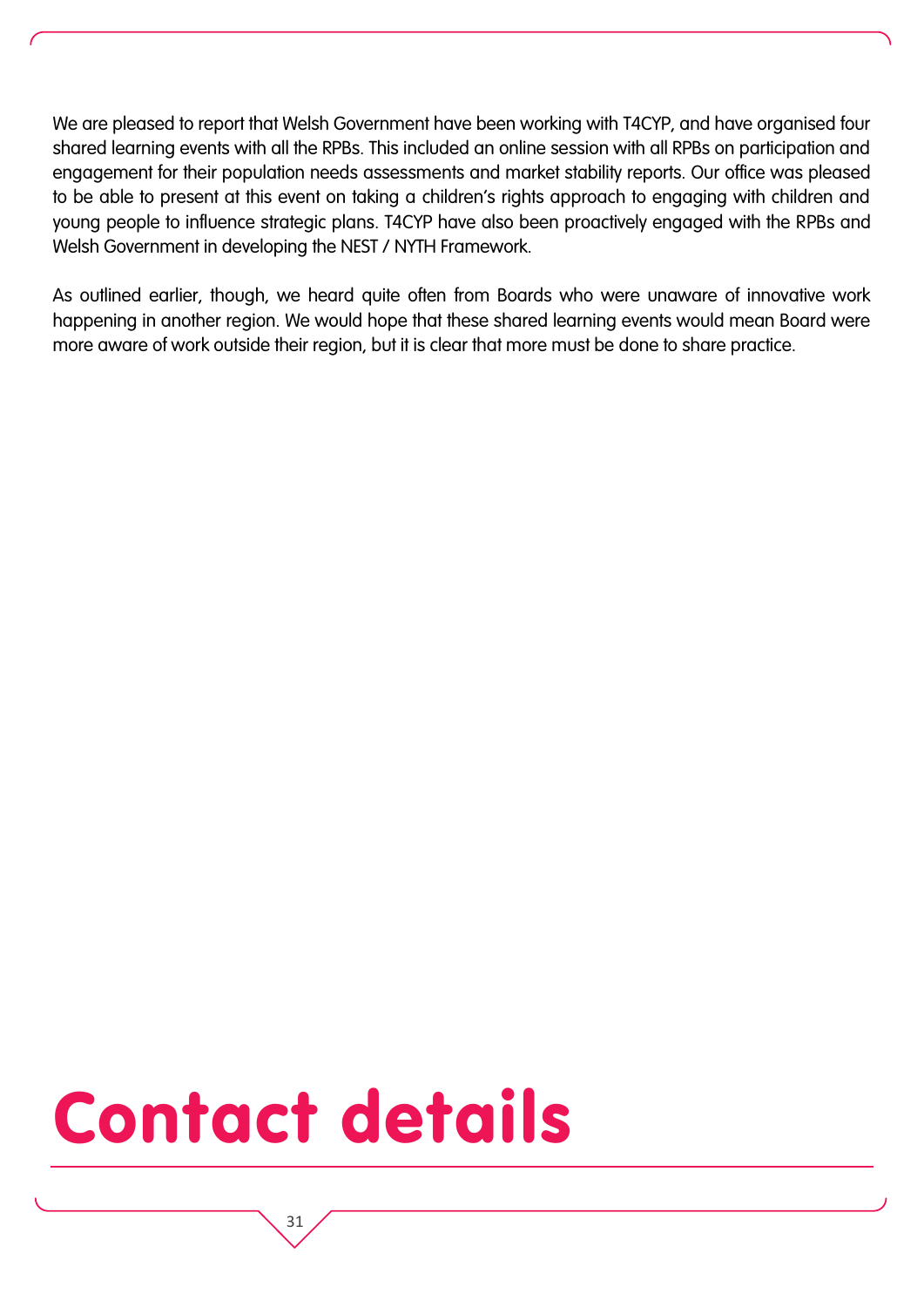We are pleased to report that Welsh Government have been working with T4CYP, and have organised four shared learning events with all the RPBs. This included an online session with all RPBs on participation and engagement for their population needs assessments and market stability reports. Our office was pleased to be able to present at this event on taking a children's rights approach to engaging with children and young people to influence strategic plans. T4CYP have also been proactively engaged with the RPBs and Welsh Government in developing the NEST / NYTH Framework.

As outlined earlier, though, we heard quite often from Boards who were unaware of innovative work happening in another region. We would hope that these shared learning events would mean Board were more aware of work outside their region, but it is clear that more must be done to share practice.

# Contact details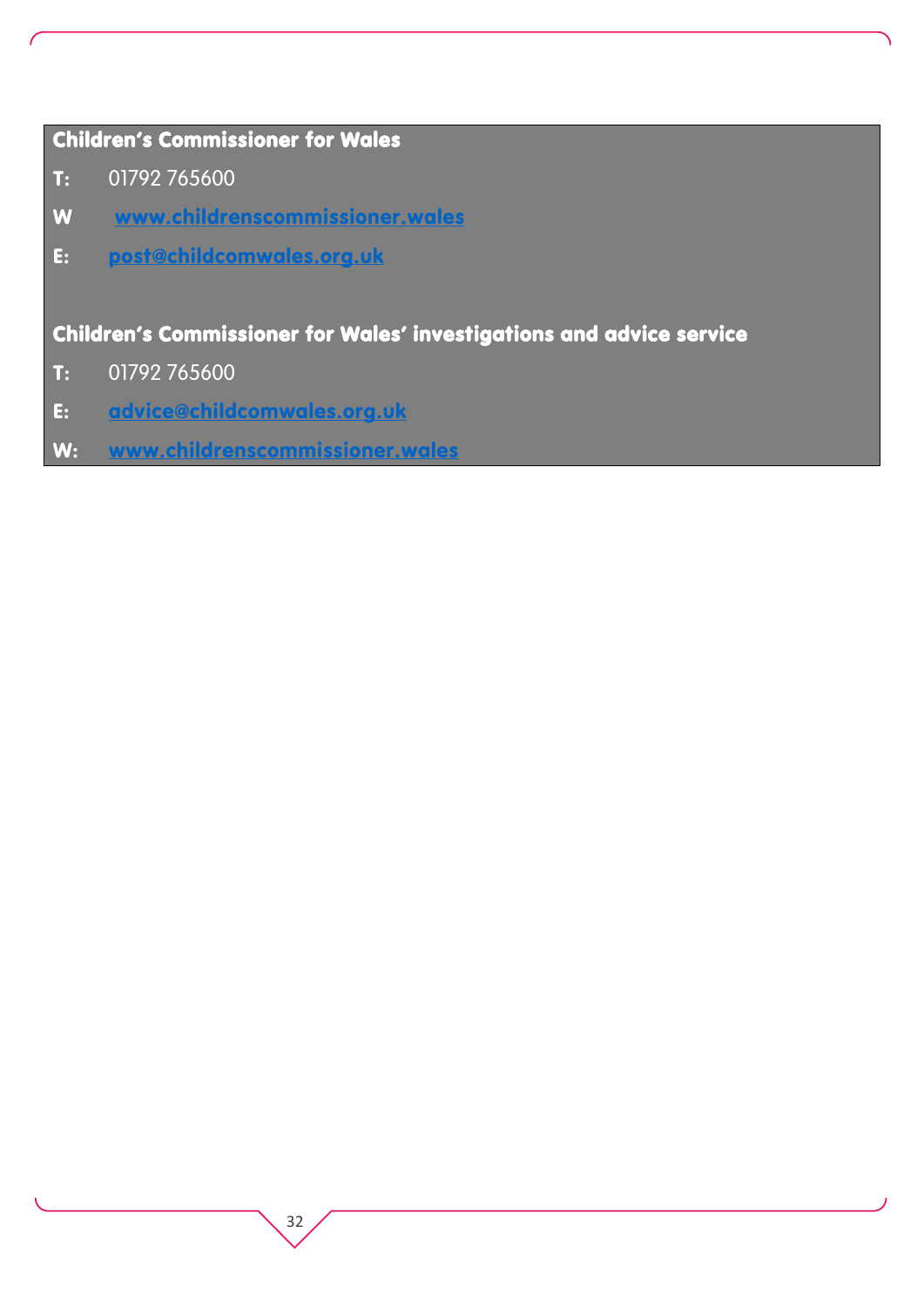**Children's Commissioner for Wales**

**T:** 01792 765600

**W** www.childrenscommissioner.wales

**E:** post@childcomwales.org.uk

**Children's Commissioner for Wales' investigations and advice service**

**T:** 01792 765600

**E:** advice@childcomwales.org.uk

**W:** www.childrenscommissioner.wales